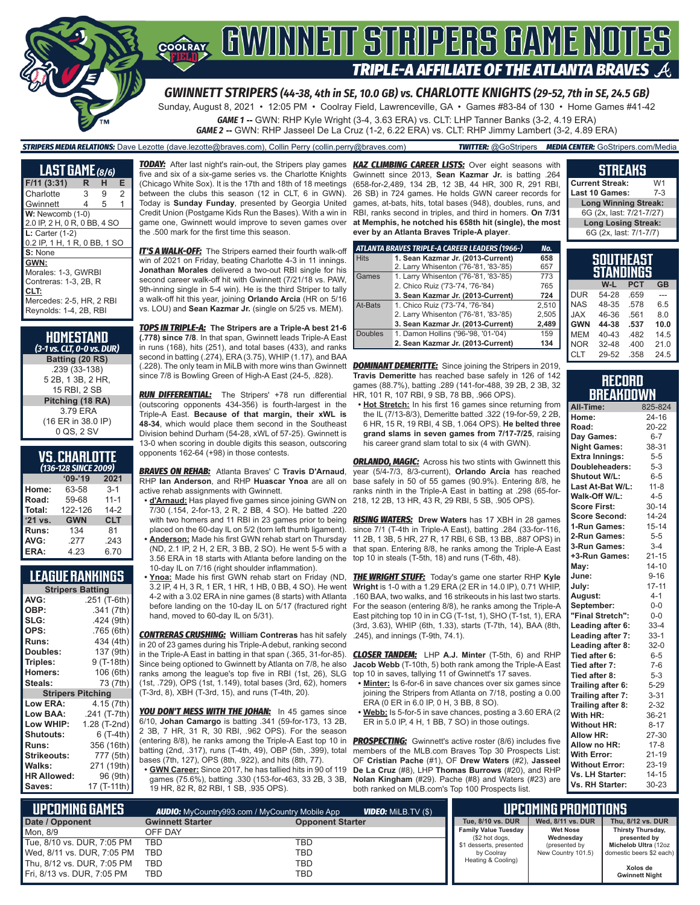# GWINNETT STRIPERS GAME NOTES

## TRIPLE-A AFFILIATE OF THE ATLANTA BRAVES

### GWINNETT STRIPERS (44-38, 4th in SE, 10.0 GB) vs. CHARLOTTE KNIGHTS (29-52, 7th in SE, 24.5 GB)

Sunday, August 8, 2021 • 12:05 PM • Coolray Field, Lawrenceville, GA • Games #83-84 of 130 • Home Games #41-42

**GAME 1 --** GWN: RHP Kyle Wright (3-4, 3.63 ERA) vs. CLT: LHP Tanner Banks (3-2, 4.19 ERA)

**GAME 2 --** GWN: RHP Jasseel De La Cruz (1-2, 6.22 ERA) vs. CLT: RHP Jimmy Lambert (3-2, 4.89 ERA)

**STRIPERS MEDIA RELATIONS:** Dave Lezotte (dave.lezotte@braves.com), Collin Perry (collin.perry@braves.com) **TWITTER:** @GoStripers **MEDIA CENTER:** GoStripers.com/Media

## LAST GAME (8/6)

| F/11 (3:31) | R | H | E |
|---|---|---|---|
| Charlotte | 3 | 9 | 2 |
| Gwinnett | 4 | 5 | 1 |

**W:** Newcomb (1-0)
2.0 IP, 2 H, 0 R, 0 BB, 4 SO

**L:** Carter (1-2)
0.2 IP, 1 H, 1 R, 0 BB, 1 SO

**S:** None

**GWN:**
Morales: 1-3, GWRBI
Contreras: 1-3, 2B, R

**CLT:**
Mercedes: 2-5, HR, 2 RBI
Reynolds: 1-4, 2B, RBI

## HOMESTAND
*(3-1 vs. CLT, 0-0 vs. DUR)*

**Batting (20 RS)**
.239 (33-138)
5 2B, 1 3B, 2 HR,
15 RBI, 2 SB

**Pitching (18 RA)**
3.79 ERA
(16 ER in 38.0 IP)
0 QS, 2 SV

## VS. CHARLOTTE
*(136-128 SINCE 2009)*

| | '09-'19 | 2021 |
|---|---|---|
| Home: | 63-58 | 3-1 |
| Road: | 59-68 | 11-1 |
| Total: | 122-126 | 14-2 |
| '21 vs. | GWN | CLT |
| Runs: | 134 | 81 |
| AVG: | .277 | .243 |
| ERA: | 4.23 | 6.70 |

## LEAGUE RANKINGS

| Stripers Batting | |
|---|---|
| AVG: | .251 (T-6th) |
| OBP: | .341 (7th) |
| SLG: | .424 (9th) |
| OPS: | .765 (6th) |
| Runs: | 434 (4th) |
| Doubles: | 137 (9th) |
| Triples: | 9 (T-18th) |
| Homers: | 106 (6th) |
| Steals: | 73 (7th) |
| **Stripers Pitching** | |
| Low ERA: | 4.15 (7th) |
| Low BAA: | .241 (T-7th) |
| Low WHIP: | 1.28 (T-2nd) |
| Shutouts: | 6 (T-4th) |
| Runs: | 356 (16th) |
| Strikeouts: | 777 (5th) |
| Walks: | 271 (19th) |
| HR Allowed: | 96 (9th) |
| Saves: | 17 (T-11th) |

**TODAY:** After last night's rain-out, the Stripers play games five and six of a six-game series vs. the Charlotte Knights (Chicago White Sox). It is the 17th and 18th of 18 meetings between the clubs this season (12 in CLT, 6 in GWN). Today is **Sunday Funday**, presented by Georgia United Credit Union (Postgame Kids Run the Bases). With a win in game one, Gwinnett would improve to seven games over the .500 mark for the first time this season.

**IT'S A WALK-OFF:** The Stripers earned their fourth walk-off win of 2021 on Friday, beating Charlotte 4-3 in 11 innings. **Jonathan Morales** delivered a two-out RBI single for his second career walk-off hit with Gwinnett (7/21/18 vs. PAW, 9th-inning single in 5-4 win). He is the third Striper to tally a walk-off hit this year, joining **Orlando Arcia** (HR on 5/16 vs. LOU) and **Sean Kazmar Jr.** (single on 5/25 vs. MEM).

**TOPS IN TRIPLE-A: The Stripers are a Triple-A best 21-6 (.778) since 7/8**. In that span, Gwinnett leads Triple-A East in runs (168), hits (251), and total bases (433), and ranks second in batting (.274), ERA (3.75), WHIP (1.17), and BAA (.228). The only team in MiLB with more wins than Gwinnett since 7/8 is Bowling Green of High-A East (24-5, .828).

**RUN DIFFERENTIAL:** The Stripers' +78 run differential (outscoring opponents 434-356) is fourth-largest in the Triple-A East. **Because of that margin, their xWL is 48-34**, which would place them second in the Southeast Division behind Durham (54-28, xWL of 57-25). Gwinnett is 13-0 when scoring in double digits this season, outscoring opponents 162-64 (+98) in those contests.

**BRAVES ON REHAB:** Atlanta Braves' C **Travis D'Arnaud**, RHP **Ian Anderson**, and RHP **Huascar Ynoa** are all on active rehab assignments with Gwinnett.

- **d'Arnaud:** Has played five games since joining GWN on 7/30 (.154, 2-for-13, 2 R, 2 BB, 4 SO). He batted .220 with two homers and 11 RBI in 23 games prior to being placed on the 60-day IL on 5/2 (torn left thumb ligament).
- **Anderson:** Made his first GWN rehab start on Thursday (ND, 2.1 IP, 2 H, 2 ER, 3 BB, 2 SO). He went 5-5 with a 3.56 ERA in 18 starts with Atlanta before landing on the 10-day IL on 7/16 (right shoulder inflammation).
- **Ynoa:** Made his first GWN rehab start on Friday (ND, 3.2 IP, 4 H, 3 R, 1 ER, 1 HR, 1 HB, 0 BB, 4 SO). He went 4-2 with a 3.02 ERA in nine games (8 starts) with Atlanta before landing on the 10-day IL on 5/17 (fractured right hand, moved to 60-day IL on 5/31).

**CONTRERAS CRUSHING: William Contreras** has hit safely in 20 of 23 games during his Triple-A debut, ranking second in the Triple-A East in batting in that span (.365, 31-for-85). Since being optioned to Gwinnett by Atlanta on 7/8, he also ranks among the league's top five in RBI (1st, 26), SLG (1st, .729), OPS (1st, 1.149), total bases (3rd, 62), homers (T-3rd, 8), XBH (T-3rd, 15), and runs (T-4th, 20).

**YOU DON'T MESS WITH THE JOHAN:** In 45 games since 6/10, **Johan Camargo** is batting .341 (59-for-173, 13 2B, 2 3B, 7 HR, 31 R, 30 RBI, .962 OPS). For the season (entering 8/8), he ranks among the Triple-A East top 10 in batting (2nd, .317), runs (T-4th, 49), OBP (5th, .399), total bases (7th, 127), OPS (8th, .922), and hits (8th, 77).

- **GWN Career:** Since 2017, he has tallied hits in 90 of 119 games (75.6%), batting .330 (153-for-463, 33 2B, 3 3B, 19 HR, 82 R, 82 RBI, 1 SB, .935 OPS).

**KAZ CLIMBING CAREER LISTS:** Over eight seasons with Gwinnett since 2013, **Sean Kazmar Jr.** is batting .264 (658-for-2,489, 134 2B, 12 3B, 44 HR, 300 R, 291 RBI, 26 SB) in 724 games. He holds GWN career records for games, at-bats, hits, total bases (948), doubles, runs, and RBI, ranks second in triples, and third in homers. **On 7/31 at Memphis, he notched his 658th hit (single), the most ever by an Atlanta Braves Triple-A player**.

| ATLANTA BRAVES TRIPLE-A CAREER LEADERS (1966-) | | No. |
|---|---|---|
| Hits | **1. Sean Kazmar Jr. (2013-Current)** | **658** |
| | 2. Larry Whisenton ('76-'81, '83-'85) | 657 |
| Games | 1. Larry Whisenton ('76-'81, '83-'85) | 773 |
| | 2. Chico Ruiz ('73-'74, '76-'84) | 765 |
| | **3. Sean Kazmar Jr. (2013-Current)** | **724** |
| At-Bats | 1. Chico Ruiz ('73-'74, '76-'84) | 2,510 |
| | 2. Larry Whisenton ('76-'81, '83-'85) | 2,505 |
| | **3. Sean Kazmar Jr. (2013-Current)** | **2,489** |
| Doubles | 1. Damon Hollins ('96-'98, '01-'04) | 159 |
| | **2. Sean Kazmar Jr. (2013-Current)** | **134** |

**DOMINANT DEMERITTE:** Since joining the Stripers in 2019, **Travis Demeritte** has reached base safely in 126 of 142 games (88.7%), batting .289 (141-for-488, 39 2B, 2 3B, 32 HR, 101 R, 107 RBI, 9 SB, 78 BB, .966 OPS).

- **Hot Stretch:** In his first 16 games since returning from the IL (7/13-8/3), Demeritte batted .322 (19-for-59, 2 2B, 6 HR, 15 R, 19 RBI, 4 SB, 1.064 OPS). **He belted three grand slams in seven games from 7/17-7/25**, raising his career grand slam total to six (4 with GWN).

**ORLANDO, MAGIC:** Across his two stints with Gwinnett this year (5/4-7/3, 8/3-current), **Orlando Arcia** has reached base safely in 50 of 55 games (90.9%). Entering 8/8, he ranks ninth in the Triple-A East in batting at .298 (65-for-218, 12 2B, 13 HR, 43 R, 29 RBI, 5 SB, .905 OPS).

**RISING WATERS: Drew Waters** has 17 XBH in 28 games since 7/1 (T-4th in Triple-A East), batting .284 (33-for-116, 11 2B, 1 3B, 5 HR, 27 R, 17 RBI, 6 SB, 13 BB, .887 OPS) in that span. Entering 8/8, he ranks among the Triple-A East top 10 in steals (T-5th, 18) and runs (T-6th, 48).

**THE WRIGHT STUFF:** Today's game one starter RHP **Kyle Wright** is 1-0 with a 1.29 ERA (2 ER in 14.0 IP), 0.71 WHIP, .160 BAA, two walks, and 16 strikeouts in his last two starts. For the season (entering 8/8), he ranks among the Triple-A East pitching top 10 in in CG (T-1st, 1), SHO (T-1st, 1), ERA (3rd, 3.63), WHIP (6th, 1.33), starts (T-7th, 14), BAA (8th, .245), and innings (T-9th, 74.1).

**CLOSER TANDEM:** LHP **A.J. Minter** (T-5th, 6) and RHP **Jacob Webb** (T-10th, 5) both rank among the Triple-A East top 10 in saves, tallying 11 of Gwinnett's 17 saves.

- **Minter:** Is 6-for-6 in save chances over six games since joining the Stripers from Atlanta on 7/18, posting a 0.00 ERA (0 ER in 6.0 IP, 0 H, 3 BB, 8 SO).
- **Webb:** Is 5-for-5 in save chances, posting a 3.60 ERA (2 ER in 5.0 IP, 4 H, 1 BB, 7 SO) in those outings.

**PROSPECTING:** Gwinnett's active roster (8/6) includes five members of the MLB.com Braves Top 30 Prospects List: OF **Cristian Pache** (#1), OF **Drew Waters** (#2), **Jasseel De La Cruz** (#8), LHP **Thomas Burrows** (#20), and RHP **Nolan Kingham** (#29). Pache (#8) and Waters (#23) are both ranked on MLB.com's Top 100 Prospects list.

## STREAKS

| | |
|---|---|
| Current Streak: | W1 |
| Last 10 Games: | 7-3 |
| **Long Winning Streak:** | |
| 6G (2x, last: 7/21-7/27) | |
| **Long Losing Streak:** | |
| 6G (2x, last: 7/1-7/7) | |

## SOUTHEAST STANDINGS

| | W-L | PCT | GB |
|---|---|---|---|
| DUR | 54-28 | .659 | --- |
| NAS | 48-35 | .578 | 6.5 |
| JAX | 46-36 | .561 | 8.0 |
| **GWN** | **44-38** | **.537** | **10.0** |
| MEM | 40-43 | .482 | 14.5 |
| NOR | 32-48 | .400 | 21.0 |
| CLT | 29-52 | .358 | 24.5 |

## RECORD BREAKDOWN

| | |
|---|---|
| All-Time: | 825-824 |
| Home: | 24-16 |
| Road: | 20-22 |
| Day Games: | 6-7 |
| Night Games: | 38-31 |
| Extra Innings: | 5-5 |
| Doubleheaders: | 5-3 |
| Shutout W/L: | 6-5 |
| Last At-Bat W/L: | 11-8 |
| Walk-Off W/L: | 4-5 |
| Score First: | 30-14 |
| Score Second: | 14-24 |
| 1-Run Games: | 15-14 |
| 2-Run Games: | 5-5 |
| 3-Run Games: | 3-4 |
| +3-Run Games: | 21-15 |
| May: | 14-10 |
| June: | 9-16 |
| July: | 17-11 |
| August: | 4-1 |
| September: | 0-0 |
| "Final Stretch": | 0-0 |
| Leading after 6: | 33-4 |
| Leading after 7: | 33-1 |
| Leading after 8: | 32-0 |
| Tied after 6: | 6-5 |
| Tied after 7: | 7-6 |
| Tied after 8: | 5-3 |
| Trailing after 6: | 5-29 |
| Trailing after 7: | 3-31 |
| Trailing after 8: | 2-32 |
| With HR: | 36-21 |
| Without HR: | 8-17 |
| Allow HR: | 27-30 |
| Allow no HR: | 17-8 |
| With Error: | 21-19 |
| Without Error: | 23-19 |
| Vs. LH Starter: | 14-15 |
| Vs. RH Starter: | 30-23 |

## UPCOMING GAMES

**AUDIO:** MyCountry993.com / MyCountry Mobile App **VIDEO:** MiLB.TV ($)

| Date / Opponent | Gwinnett Starter | Opponent Starter |
|---|---|---|
| Mon, 8/9 | OFF DAY | |
| Tue, 8/10 vs. DUR, 7:05 PM | TBD | TBD |
| Wed, 8/11 vs. DUR, 7:05 PM | TBD | TBD |
| Thu, 8/12 vs. DUR, 7:05 PM | TBD | TBD |
| Fri, 8/13 vs. DUR, 7:05 PM | TBD | TBD |

## UPCOMING PROMOTIONS

| Tue, 8/10 vs. DUR | Wed, 8/11 vs. DUR | Thu, 8/12 vs. DUR |
|---|---|---|
| **Family Value Tuesday** ($2 hot dogs, $1 desserts, presented by Coolray Heating & Cooling) | **Wet Nose Wednesday** (presented by New Country 101.5) | **Thirsty Thursday, presented by Michelob Ultra** (12oz domestic beers $2 each) **Xolos de Gwinnett Night** |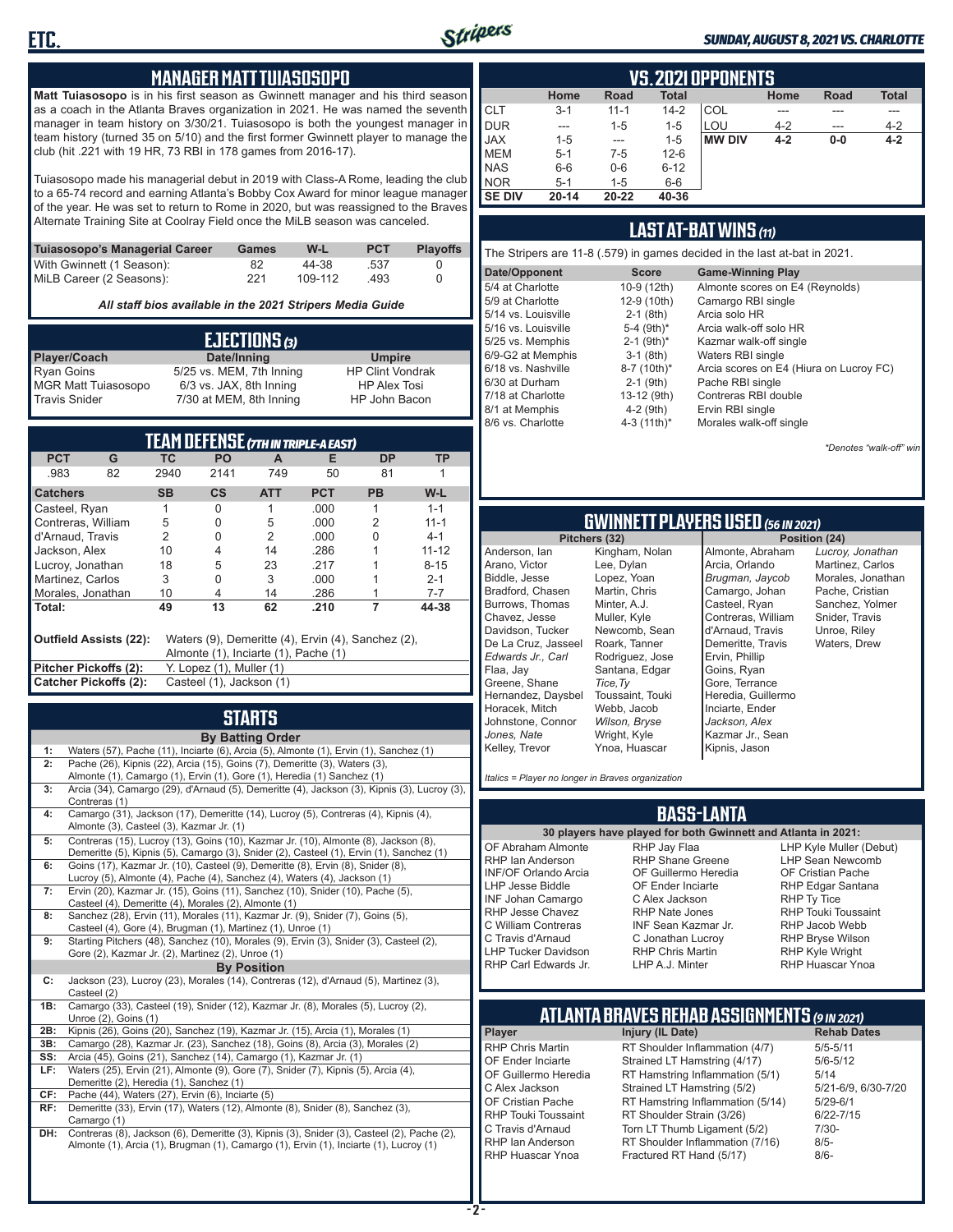## MANAGER MATT TUIASOSOPO

**Matt Tuiasosopo** is in his first season as Gwinnett manager and his third season as a coach in the Atlanta Braves organization in 2021. He was named the seventh manager in team history on 3/30/21. Tuiasosopo is both the youngest manager in team history (turned 35 on 5/10) and the first former Gwinnett player to manage the club (hit .221 with 19 HR, 73 RBI in 178 games from 2016-17).

Tuiasosopo made his managerial debut in 2019 with Class-A Rome, leading the club to a 65-74 record and earning Atlanta's Bobby Cox Award for minor league manager of the year. He was set to return to Rome in 2020, but was reassigned to the Braves Alternate Training Site at Coolray Field once the MiLB season was canceled.

| Tuiasosopo's Managerial Career | Games | W-L | PCT | Playoffs |
|---|---|---|---|---|
| With Gwinnett (1 Season): | 82 | 44-38 | .537 | 0 |
| MiLB Career (2 Seasons): | 221 | 109-112 | .493 | 0 |

*All staff bios available in the 2021 Stripers Media Guide*

## EJECTIONS (3)

| Player/Coach | Date/Inning | Umpire |
|---|---|---|
| Ryan Goins | 5/25 vs. MEM, 7th Inning | HP Clint Vondrak |
| MGR Matt Tuiasosopo | 6/3 vs. JAX, 8th Inning | HP Alex Tosi |
| Travis Snider | 7/30 at MEM, 8th Inning | HP John Bacon |

## TEAM DEFENSE (7TH IN TRIPLE-A EAST)

| PCT | G | TC | PO | A | E | DP | TP |
|---|---|---|---|---|---|---|---|
| .983 | 82 | 2940 | 2141 | 749 | 50 | 81 | 1 |

| Catchers | SB | CS | ATT | PCT | PB | W-L |
|---|---|---|---|---|---|---|
| Casteel, Ryan | 1 | 0 | 1 | .000 | 1 | 1-1 |
| Contreras, William | 5 | 0 | 5 | .000 | 2 | 11-1 |
| d'Arnaud, Travis | 2 | 0 | 2 | .000 | 0 | 4-1 |
| Jackson, Alex | 10 | 4 | 14 | .286 | 1 | 11-12 |
| Lucroy, Jonathan | 18 | 5 | 23 | .217 | 1 | 8-15 |
| Martinez, Carlos | 3 | 0 | 3 | .000 | 1 | 2-1 |
| Morales, Jonathan | 10 | 4 | 14 | .286 | 1 | 7-7 |
| **Total:** | **49** | **13** | **62** | **.210** | **7** | **44-38** |

**Outfield Assists (22):** Waters (9), Demeritte (4), Ervin (4), Sanchez (2), Almonte (1), Inciarte (1), Pache (1)
**Pitcher Pickoffs (2):** Y. Lopez (1), Muller (1)
**Catcher Pickoffs (2):** Casteel (1), Jackson (1)

## STARTS

**By Batting Order**

| | |
|---|---|
| 1: | Waters (57), Pache (11), Inciarte (6), Arcia (5), Almonte (1), Ervin (1), Sanchez (1) |
| 2: | Pache (26), Kipnis (22), Arcia (15), Goins (7), Demeritte (3), Waters (3), Almonte (1), Camargo (1), Ervin (1), Gore (1), Heredia (1) Sanchez (1) |
| 3: | Arcia (34), Camargo (29), d'Arnaud (5), Demeritte (4), Jackson (3), Kipnis (3), Lucroy (3), Contreras (1) |
| 4: | Camargo (31), Jackson (17), Demeritte (14), Lucroy (5), Contreras (4), Kipnis (4), Almonte (3), Casteel (3), Kazmar Jr. (1) |
| 5: | Contreras (15), Lucroy (13), Goins (10), Kazmar Jr. (10), Almonte (8), Jackson (8), Demeritte (5), Kipnis (5), Camargo (3), Snider (2), Casteel (1), Ervin (1), Sanchez (1) |
| 6: | Goins (17), Kazmar Jr. (10), Casteel (9), Demeritte (8), Ervin (8), Snider (8), Lucroy (5), Almonte (4), Pache (4), Sanchez (4), Waters (4), Jackson (1) |
| 7: | Ervin (20), Kazmar Jr. (15), Goins (11), Sanchez (10), Snider (10), Pache (5), Casteel (4), Demeritte (4), Morales (2), Almonte (1) |
| 8: | Sanchez (28), Ervin (11), Morales (11), Kazmar Jr. (9), Snider (7), Goins (5), Casteel (4), Gore (4), Brugman (1), Martinez (1), Unroe (1) |
| 9: | Starting Pitchers (48), Sanchez (10), Morales (9), Ervin (3), Snider (3), Casteel (2), Gore (2), Kazmar Jr. (2), Martinez (2), Unroe (1) |

**By Position**

| | |
|---|---|
| C: | Jackson (23), Lucroy (23), Morales (14), Contreras (12), d'Arnaud (5), Martinez (3), Casteel (2) |
| 1B: | Camargo (33), Casteel (19), Snider (12), Kazmar Jr. (8), Morales (5), Lucroy (2), Unroe (2), Goins (1) |
| 2B: | Kipnis (26), Goins (20), Sanchez (19), Kazmar Jr. (15), Arcia (1), Morales (1) |
| 3B: | Camargo (28), Kazmar Jr. (23), Sanchez (18), Goins (8), Arcia (3), Morales (2) |
| SS: | Arcia (45), Goins (21), Sanchez (14), Camargo (1), Kazmar Jr. (1) |
| LF: | Waters (25), Ervin (21), Almonte (9), Gore (7), Snider (7), Kipnis (5), Arcia (4), Demeritte (2), Heredia (1), Sanchez (1) |
| CF: | Pache (44), Waters (27), Ervin (6), Inciarte (5) |
| RF: | Demeritte (33), Ervin (17), Waters (12), Almonte (8), Snider (8), Sanchez (3), Camargo (1) |
| DH: | Contreras (8), Jackson (6), Demeritte (3), Kipnis (3), Snider (3), Casteel (2), Pache (2), Almonte (1), Arcia (1), Brugman (1), Camargo (1), Ervin (1), Inciarte (1), Lucroy (1) |

## VS. 2021 OPPONENTS

| | Home | Road | Total | | Home | Road | Total |
|---|---|---|---|---|---|---|---|
| CLT | 3-1 | 11-1 | 14-2 | COL | --- | --- | --- |
| DUR | --- | 1-5 | 1-5 | LOU | 4-2 | --- | 4-2 |
| JAX | 1-5 | --- | 1-5 | **MW DIV** | **4-2** | **0-0** | **4-2** |
| MEM | 5-1 | 7-5 | 12-6 | | | | |
| NAS | 6-6 | 0-6 | 6-12 | | | | |
| NOR | 5-1 | 1-5 | 6-6 | | | | |
| **SE DIV** | **20-14** | **20-22** | **40-36** | | | | |

## LAST AT-BAT WINS (11)

The Stripers are 11-8 (.579) in games decided in the last at-bat in 2021.

| Date/Opponent | Score | Game-Winning Play |
|---|---|---|
| 5/4 at Charlotte | 10-9 (12th) | Almonte scores on E4 (Reynolds) |
| 5/9 at Charlotte | 12-9 (10th) | Camargo RBI single |
| 5/14 vs. Louisville | 2-1 (8th) | Arcia solo HR |
| 5/16 vs. Louisville | 5-4 (9th)* | Arcia walk-off solo HR |
| 5/25 vs. Memphis | 2-1 (9th)* | Kazmar walk-off single |
| 6/9-G2 at Memphis | 3-1 (8th) | Waters RBI single |
| 6/18 vs. Nashville | 8-7 (10th)* | Arcia scores on E4 (Hiura on Lucroy FC) |
| 6/30 at Durham | 2-1 (9th) | Pache RBI single |
| 7/18 at Charlotte | 13-12 (9th) | Contreras RBI double |
| 8/1 at Memphis | 4-2 (9th) | Ervin RBI single |
| 8/6 vs. Charlotte | 4-3 (11th)* | Morales walk-off single |

*\*Denotes "walk-off" win*

## GWINNETT PLAYERS USED (56 IN 2021)

| Pitchers (32) | | Position (24) | |
|---|---|---|---|
| Anderson, Ian | Kingham, Nolan | Almonte, Abraham | *Lucroy, Jonathan* |
| Arano, Victor | Lee, Dylan | Arcia, Orlando | Martinez, Carlos |
| Biddle, Jesse | Lopez, Yoan | *Brugman, Jaycob* | Morales, Jonathan |
| Bradford, Chasen | Martin, Chris | Camargo, Johan | Pache, Cristian |
| Burrows, Thomas | Minter, A.J. | Casteel, Ryan | Sanchez, Yolmer |
| Chavez, Jesse | Muller, Kyle | Contreras, William | Snider, Travis |
| Davidson, Tucker | Newcomb, Sean | d'Arnaud, Travis | Unroe, Riley |
| De La Cruz, Jasseel | Roark, Tanner | Demeritte, Travis | Waters, Drew |
| *Edwards Jr., Carl* | Rodriguez, Jose | Ervin, Phillip | |
| Flaa, Jay | Santana, Edgar | Goins, Ryan | |
| Greene, Shane | *Tice, Ty* | Gore, Terrance | |
| Hernandez, Daysbel | Toussaint, Touki | Heredia, Guillermo | |
| Horacek, Mitch | Webb, Jacob | Inciarte, Ender | |
| Johnstone, Connor | *Wilson, Bryse* | *Jackson, Alex* | |
| *Jones, Nate* | Wright, Kyle | Kazmar Jr., Sean | |
| Kelley, Trevor | Ynoa, Huascar | Kipnis, Jason | |

*Italics = Player no longer in Braves organization*

## BASS-LANTA

**30 players have played for both Gwinnett and Atlanta in 2021:**

| | | |
|---|---|---|
| OF Abraham Almonte | RHP Jay Flaa | LHP Kyle Muller (Debut) |
| RHP Ian Anderson | RHP Shane Greene | LHP Sean Newcomb |
| INF/OF Orlando Arcia | OF Guillermo Heredia | OF Cristian Pache |
| LHP Jesse Biddle | OF Ender Inciarte | RHP Edgar Santana |
| INF Johan Camargo | C Alex Jackson | RHP Ty Tice |
| RHP Jesse Chavez | RHP Nate Jones | RHP Touki Toussaint |
| C William Contreras | INF Sean Kazmar Jr. | RHP Jacob Webb |
| C Travis d'Arnaud | C Jonathan Lucroy | RHP Bryse Wilson |
| LHP Tucker Davidson | RHP Chris Martin | RHP Kyle Wright |
| RHP Carl Edwards Jr. | LHP A.J. Minter | RHP Huascar Ynoa |

## ATLANTA BRAVES REHAB ASSIGNMENTS (9 IN 2021)

| Player | Injury (IL Date) | Rehab Dates |
|---|---|---|
| RHP Chris Martin | RT Shoulder Inflammation (4/7) | 5/5-5/11 |
| OF Ender Inciarte | Strained LT Hamstring (4/17) | 5/6-5/12 |
| OF Guillermo Heredia | RT Hamstring Inflammation (5/1) | 5/14 |
| C Alex Jackson | Strained LT Hamstring (5/2) | 5/21-6/9, 6/30-7/20 |
| OF Cristian Pache | RT Hamstring Inflammation (5/14) | 5/29-6/1 |
| RHP Touki Toussaint | RT Shoulder Strain (3/26) | 6/22-7/15 |
| C Travis d'Arnaud | Torn LT Thumb Ligament (5/2) | 7/30- |
| RHP Ian Anderson | RT Shoulder Inflammation (7/16) | 8/5- |
| RHP Huascar Ynoa | Fractured RT Hand (5/17) | 8/6- |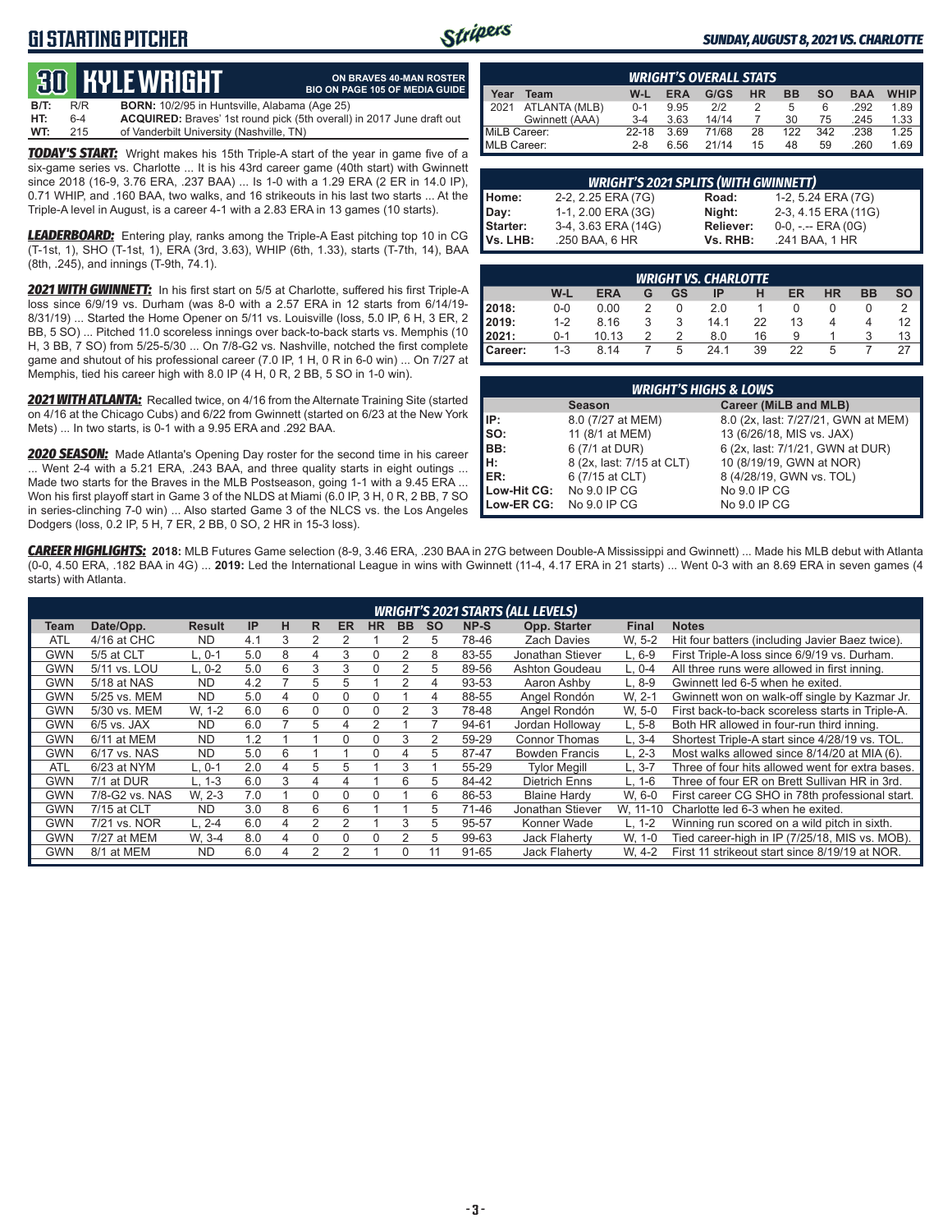# G1 STARTING PITCHER

**SUNDAY, AUGUST 8, 2021 VS. CHARLOTTE**

## 30 KYLE WRIGHT

**ON BRAVES 40-MAN ROSTER**
**BIO ON PAGE 105 OF MEDIA GUIDE**

| | | |
|---|---|---|
| **B/T:** | R/R | **BORN:** 10/2/95 in Huntsville, Alabama (Age 25) |
| **HT:** | 6-4 | **ACQUIRED:** Braves' 1st round pick (5th overall) in 2017 June draft out |
| **WT:** | 215 | of Vanderbilt University (Nashville, TN) |

***TODAY'S START:*** Wright makes his 15th Triple-A start of the year in game five of a six-game series vs. Charlotte ... It is his 43rd career game (40th start) with Gwinnett since 2018 (16-9, 3.76 ERA, .237 BAA) ... Is 1-0 with a 1.29 ERA (2 ER in 14.0 IP), 0.71 WHIP, and .160 BAA, two walks, and 16 strikeouts in his last two starts ... At the Triple-A level in August, is a career 4-1 with a 2.83 ERA in 13 games (10 starts).

***LEADERBOARD:*** Entering play, ranks among the Triple-A East pitching top 10 in CG (T-1st, 1), SHO (T-1st, 1), ERA (3rd, 3.63), WHIP (6th, 1.33), starts (T-7th, 14), BAA (8th, .245), and innings (T-9th, 74.1).

***2021 WITH GWINNETT:*** In his first start on 5/5 at Charlotte, suffered his first Triple-A loss since 6/9/19 vs. Durham (was 8-0 with a 2.57 ERA in 12 starts from 6/14/19-8/31/19) ... Started the Home Opener on 5/11 vs. Louisville (loss, 5.0 IP, 6 H, 3 ER, 2 BB, 5 SO) ... Pitched 11.0 scoreless innings over back-to-back starts vs. Memphis (10 H, 3 BB, 7 SO) from 5/25-5/30 ... On 7/8-G2 vs. Nashville, notched the first complete game and shutout of his professional career (7.0 IP, 1 H, 0 R in 6-0 win) ... On 7/27 at Memphis, tied his career high with 8.0 IP (4 H, 0 R, 2 BB, 5 SO in 1-0 win).

***2021 WITH ATLANTA:*** Recalled twice, on 4/16 from the Alternate Training Site (started on 4/16 at the Chicago Cubs) and 6/22 from Gwinnett (started on 6/23 at the New York Mets) ... In two starts, is 0-1 with a 9.95 ERA and .292 BAA.

***2020 SEASON:*** Made Atlanta's Opening Day roster for the second time in his career ... Went 2-4 with a 5.21 ERA, .243 BAA, and three quality starts in eight outings ... Made two starts for the Braves in the MLB Postseason, going 1-1 with a 9.45 ERA ... Won his first playoff start in Game 3 of the NLDS at Miami (6.0 IP, 3 H, 0 R, 2 BB, 7 SO in series-clinching 7-0 win) ... Also started Game 3 of the NLCS vs. the Los Angeles Dodgers (loss, 0.2 IP, 5 H, 7 ER, 2 BB, 0 SO, 2 HR in 15-3 loss).

### WRIGHT'S OVERALL STATS

| Year | Team | W-L | ERA | G/GS | HR | BB | SO | BAA | WHIP |
|---|---|---|---|---|---|---|---|---|---|
| 2021 | ATLANTA (MLB) | 0-1 | 9.95 | 2/2 | 2 | 5 | 6 | .292 | 1.89 |
| | Gwinnett (AAA) | 3-4 | 3.63 | 14/14 | 7 | 30 | 75 | .245 | 1.33 |
| MiLB Career: | | 22-18 | 3.69 | 71/68 | 28 | 122 | 342 | .238 | 1.25 |
| MLB Career: | | 2-8 | 6.56 | 21/14 | 15 | 48 | 59 | .260 | 1.69 |

### WRIGHT'S 2021 SPLITS (WITH GWINNETT)

| | | | |
|---|---|---|---|
| **Home:** | 2-2, 2.25 ERA (7G) | **Road:** | 1-2, 5.24 ERA (7G) |
| **Day:** | 1-1, 2.00 ERA (3G) | **Night:** | 2-3, 4.15 ERA (11G) |
| **Starter:** | 3-4, 3.63 ERA (14G) | **Reliever:** | 0-0, -.-- ERA (0G) |
| **Vs. LHB:** | .250 BAA, 6 HR | **Vs. RHB:** | .241 BAA, 1 HR |

### WRIGHT VS. CHARLOTTE

| | W-L | ERA | G | GS | IP | H | ER | HR | BB | SO |
|---|---|---|---|---|---|---|---|---|---|---|
| **2018:** | 0-0 | 0.00 | 2 | 0 | 2.0 | 1 | 0 | 0 | 0 | 2 |
| **2019:** | 1-2 | 8.16 | 3 | 3 | 14.1 | 22 | 13 | 4 | 4 | 12 |
| **2021:** | 0-1 | 10.13 | 2 | 2 | 8.0 | 16 | 9 | 1 | 3 | 13 |
| **Career:** | 1-3 | 8.14 | 7 | 5 | 24.1 | 39 | 22 | 5 | 7 | 27 |

### WRIGHT'S HIGHS & LOWS

| | Season | Career (MiLB and MLB) |
|---|---|---|
| **IP:** | 8.0 (7/27 at MEM) | 8.0 (2x, last: 7/27/21, GWN at MEM) |
| **SO:** | 11 (8/1 at MEM) | 13 (6/26/18, MIS vs. JAX) |
| **BB:** | 6 (7/1 at DUR) | 6 (2x, last: 7/1/21, GWN at DUR) |
| **H:** | 8 (2x, last: 7/15 at CLT) | 10 (8/19/19, GWN at NOR) |
| **ER:** | 6 (7/15 at CLT) | 8 (4/28/19, GWN vs. TOL) |
| **Low-Hit CG:** | No 9.0 IP CG | No 9.0 IP CG |
| **Low-ER CG:** | No 9.0 IP CG | No 9.0 IP CG |

***CAREER HIGHLIGHTS:*** **2018:** MLB Futures Game selection (8-9, 3.46 ERA, .230 BAA in 27G between Double-A Mississippi and Gwinnett) ... Made his MLB debut with Atlanta (0-0, 4.50 ERA, .182 BAA in 4G) ... **2019:** Led the International League in wins with Gwinnett (11-4, 4.17 ERA in 21 starts) ... Went 0-3 with an 8.69 ERA in seven games (4 starts) with Atlanta.

### WRIGHT'S 2021 STARTS (ALL LEVELS)

| Team | Date/Opp. | Result | IP | H | R | ER | HR | BB | SO | NP-S | Opp. Starter | Final | Notes |
|---|---|---|---|---|---|---|---|---|---|---|---|---|---|
| ATL | 4/16 at CHC | ND | 4.1 | 3 | 2 | 2 | 1 | 2 | 5 | 78-46 | Zach Davies | W, 5-2 | Hit four batters (including Javier Baez twice). |
| GWN | 5/5 at CLT | L, 0-1 | 5.0 | 8 | 4 | 3 | 0 | 2 | 8 | 83-55 | Jonathan Stiever | L, 6-9 | First Triple-A loss since 6/9/19 vs. Durham. |
| GWN | 5/11 vs. LOU | L, 0-2 | 5.0 | 6 | 3 | 3 | 0 | 2 | 5 | 89-56 | Ashton Goudeau | L, 0-4 | All three runs were allowed in first inning. |
| GWN | 5/18 at NAS | ND | 4.2 | 7 | 5 | 5 | 1 | 2 | 4 | 93-53 | Aaron Ashby | L, 8-9 | Gwinnett led 6-5 when he exited. |
| GWN | 5/25 vs. MEM | ND | 5.0 | 4 | 0 | 0 | 0 | 1 | 4 | 88-55 | Angel Rondón | W, 2-1 | Gwinnett won on walk-off single by Kazmar Jr. |
| GWN | 5/30 vs. MEM | W, 1-2 | 6.0 | 6 | 0 | 0 | 0 | 2 | 3 | 78-48 | Angel Rondón | W, 5-0 | First back-to-back scoreless starts in Triple-A. |
| GWN | 6/5 vs. JAX | ND | 6.0 | 7 | 5 | 4 | 2 | 1 | 7 | 94-61 | Jordan Holloway | L, 5-8 | Both HR allowed in four-run third inning. |
| GWN | 6/11 at MEM | ND | 1.2 | 1 | 1 | 0 | 0 | 3 | 2 | 59-29 | Connor Thomas | L, 3-4 | Shortest Triple-A start since 4/28/19 vs. TOL. |
| GWN | 6/17 vs. NAS | ND | 5.0 | 6 | 1 | 1 | 0 | 4 | 5 | 87-47 | Bowden Francis | L, 2-3 | Most walks allowed since 8/14/20 at MIA (6). |
| ATL | 6/23 at NYM | L, 0-1 | 2.0 | 4 | 5 | 5 | 1 | 3 | 1 | 55-29 | Tylor Megill | L, 3-7 | Three of four hits allowed went for extra bases. |
| GWN | 7/1 at DUR | L, 1-3 | 6.0 | 3 | 4 | 4 | 1 | 6 | 5 | 84-42 | Dietrich Enns | L, 1-6 | Three of four ER on Brett Sullivan HR in 3rd. |
| GWN | 7/8-G2 vs. NAS | W, 2-3 | 7.0 | 1 | 0 | 0 | 0 | 1 | 6 | 86-53 | Blaine Hardy | W, 6-0 | First career CG SHO in 78th professional start. |
| GWN | 7/15 at CLT | ND | 3.0 | 8 | 6 | 6 | 1 | 1 | 5 | 71-46 | Jonathan Stiever | W, 11-10 | Charlotte led 6-3 when he exited. |
| GWN | 7/21 vs. NOR | L, 2-4 | 6.0 | 4 | 2 | 2 | 1 | 3 | 5 | 95-57 | Konner Wade | L, 1-2 | Winning run scored on a wild pitch in sixth. |
| GWN | 7/27 at MEM | W, 3-4 | 8.0 | 4 | 0 | 0 | 0 | 2 | 5 | 99-63 | Jack Flaherty | W, 1-0 | Tied career-high in IP (7/25/18, MIS vs. MOB). |
| GWN | 8/1 at MEM | ND | 6.0 | 4 | 2 | 2 | 1 | 0 | 11 | 91-65 | Jack Flaherty | W, 4-2 | First 11 strikeout start since 8/19/19 at NOR. |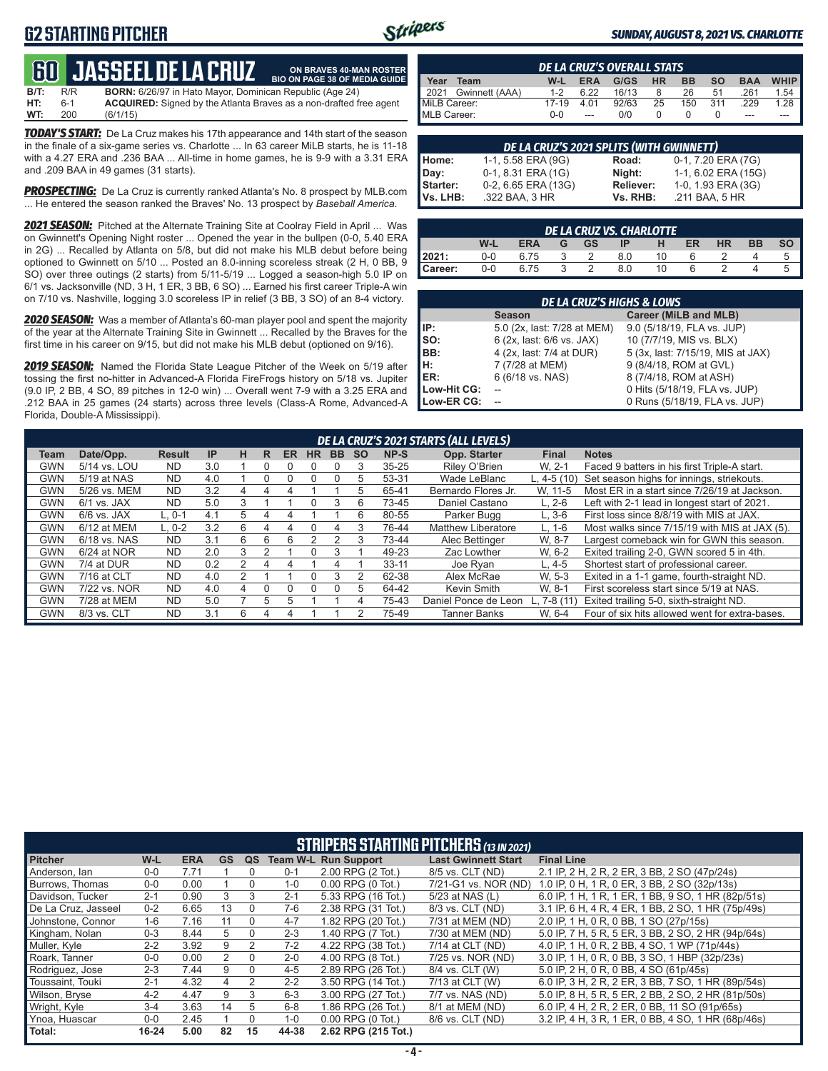# G2 STARTING PITCHER

**SUNDAY, AUGUST 8, 2021 VS. CHARLOTTE**

## 60 JASSEEL DE LA CRUZ

**ON BRAVES 40-MAN ROSTER**
**BIO ON PAGE 38 OF MEDIA GUIDE**

**B/T:** R/R **BORN:** 6/26/97 in Hato Mayor, Dominican Republic (Age 24)
**HT:** 6-1 **ACQUIRED:** Signed by the Atlanta Braves as a non-drafted free agent
**WT:** 200 (6/1/15)

***TODAY'S START:*** De La Cruz makes his 17th appearance and 14th start of the season in the finale of a six-game series vs. Charlotte ... In 63 career MiLB starts, he is 11-18 with a 4.27 ERA and .236 BAA ... All-time in home games, he is 9-9 with a 3.31 ERA and .209 BAA in 49 games (31 starts).

***PROSPECTING:*** De La Cruz is currently ranked Atlanta's No. 8 prospect by MLB.com ... He entered the season ranked the Braves' No. 13 prospect by *Baseball America*.

***2021 SEASON:*** Pitched at the Alternate Training Site at Coolray Field in April ... Was on Gwinnett's Opening Night roster ... Opened the year in the bullpen (0-0, 5.40 ERA in 2G) ... Recalled by Atlanta on 5/8, but did not make his MLB debut before being optioned to Gwinnett on 5/10 ... Posted an 8.0-inning scoreless streak (2 H, 0 BB, 9 SO) over three outings (2 starts) from 5/11-5/19 ... Logged a season-high 5.0 IP on 6/1 vs. Jacksonville (ND, 3 H, 1 ER, 3 BB, 6 SO) ... Earned his first career Triple-A win on 7/10 vs. Nashville, logging 3.0 scoreless IP in relief (3 BB, 3 SO) of an 8-4 victory.

***2020 SEASON:*** Was a member of Atlanta's 60-man player pool and spent the majority of the year at the Alternate Training Site in Gwinnett ... Recalled by the Braves for the first time in his career on 9/15, but did not make his MLB debut (optioned on 9/16).

***2019 SEASON:*** Named the Florida State League Pitcher of the Week on 5/19 after tossing the first no-hitter in Advanced-A Florida FireFrogs history on 5/18 vs. Jupiter (9.0 IP, 2 BB, 4 SO, 89 pitches in 12-0 win) ... Overall went 7-9 with a 3.25 ERA and .212 BAA in 25 games (24 starts) across three levels (Class-A Rome, Advanced-A Florida, Double-A Mississippi).

### DE LA CRUZ'S OVERALL STATS

| Year | Team | W-L | ERA | G/GS | HR | BB | SO | BAA | WHIP |
|---|---|---|---|---|---|---|---|---|---|
| 2021 | Gwinnett (AAA) | 1-2 | 6.22 | 16/13 | 8 | 26 | 51 | .261 | 1.54 |
| MiLB Career: | | 17-19 | 4.01 | 92/63 | 25 | 150 | 311 | .229 | 1.28 |
| MLB Career: | | 0-0 | --- | 0/0 | 0 | 0 | 0 | --- | --- |

### DE LA CRUZ'S 2021 SPLITS (WITH GWINNETT)

| | | | |
|---|---|---|---|
| Home: | 1-1, 5.58 ERA (9G) | Road: | 0-1, 7.20 ERA (7G) |
| Day: | 0-1, 8.31 ERA (1G) | Night: | 1-1, 6.02 ERA (15G) |
| Starter: | 0-2, 6.65 ERA (13G) | Reliever: | 1-0, 1.93 ERA (3G) |
| Vs. LHB: | .322 BAA, 3 HR | Vs. RHB: | .211 BAA, 5 HR |

### DE LA CRUZ VS. CHARLOTTE

| | W-L | ERA | G | GS | IP | H | ER | HR | BB | SO |
|---|---|---|---|---|---|---|---|---|---|---|
| 2021: | 0-0 | 6.75 | 3 | 2 | 8.0 | 10 | 6 | 2 | 4 | 5 |
| Career: | 0-0 | 6.75 | 3 | 2 | 8.0 | 10 | 6 | 2 | 4 | 5 |

### DE LA CRUZ'S HIGHS & LOWS

| | Season | Career (MiLB and MLB) |
|---|---|---|
| IP: | 5.0 (2x, last: 7/28 at MEM) | 9.0 (5/18/19, FLA vs. JUP) |
| SO: | 6 (2x, last: 6/6 vs. JAX) | 10 (7/7/19, MIS vs. BLX) |
| BB: | 4 (2x, last: 7/4 at DUR) | 5 (3x, last: 7/15/19, MIS at JAX) |
| H: | 7 (7/28 at MEM) | 9 (8/4/18, ROM at GVL) |
| ER: | 6 (6/18 vs. NAS) | 8 (7/4/18, ROM at ASH) |
| Low-Hit CG: | -- | 0 Hits (5/18/19, FLA vs. JUP) |
| Low-ER CG: | -- | 0 Runs (5/18/19, FLA vs. JUP) |

### DE LA CRUZ'S 2021 STARTS (ALL LEVELS)

| Team | Date/Opp. | Result | IP | H | R | ER | HR | BB | SO | NP-S | Opp. Starter | Final | Notes |
|---|---|---|---|---|---|---|---|---|---|---|---|---|---|
| GWN | 5/14 vs. LOU | ND | 3.0 | 1 | 0 | 0 | 0 | 0 | 3 | 35-25 | Riley O'Brien | W, 2-1 | Faced 9 batters in his first Triple-A start. |
| GWN | 5/19 at NAS | ND | 4.0 | 1 | 0 | 0 | 0 | 0 | 5 | 53-31 | Wade LeBlanc | L, 4-5 (10) | Set season highs for innings, striekouts. |
| GWN | 5/26 vs. MEM | ND | 3.2 | 4 | 4 | 4 | 1 | 1 | 5 | 65-41 | Bernardo Flores Jr. | W, 11-5 | Most ER in a start since 7/26/19 at Jackson. |
| GWN | 6/1 vs. JAX | ND | 5.0 | 3 | 1 | 1 | 0 | 3 | 6 | 73-45 | Daniel Castano | L, 2-6 | Left with 2-1 lead in longest start of 2021. |
| GWN | 6/6 vs. JAX | L, 0-1 | 4.1 | 5 | 4 | 4 | 1 | 1 | 6 | 80-55 | Parker Bugg | L, 3-6 | First loss since 8/8/19 with MIS at JAX. |
| GWN | 6/12 at MEM | L, 0-2 | 3.2 | 6 | 4 | 4 | 0 | 4 | 3 | 76-44 | Matthew Liberatore | L, 1-6 | Most walks since 7/15/19 with MIS at JAX (5). |
| GWN | 6/18 vs. NAS | ND | 3.1 | 6 | 6 | 6 | 2 | 2 | 3 | 73-44 | Alec Bettinger | W, 8-7 | Largest comeback win for GWN this season. |
| GWN | 6/24 at NOR | ND | 2.0 | 3 | 2 | 1 | 0 | 3 | 1 | 49-23 | Zac Lowther | W, 6-2 | Exited trailing 2-0, GWN scored 5 in 4th. |
| GWN | 7/4 at DUR | ND | 0.2 | 2 | 4 | 4 | 1 | 4 | 1 | 33-11 | Joe Ryan | L, 4-5 | Shortest start of professional career. |
| GWN | 7/16 at CLT | ND | 4.0 | 2 | 1 | 1 | 0 | 3 | 2 | 62-38 | Alex McRae | W, 5-3 | Exited in a 1-1 game, fourth-straight ND. |
| GWN | 7/22 vs. NOR | ND | 4.0 | 4 | 0 | 0 | 0 | 0 | 5 | 64-42 | Kevin Smith | W, 8-1 | First scoreless start since 5/19 at NAS. |
| GWN | 7/28 at MEM | ND | 5.0 | 7 | 5 | 5 | 1 | 1 | 4 | 75-43 | Daniel Ponce de Leon | L, 7-8 (11) | Exited trailing 5-0, sixth-straight ND. |
| GWN | 8/3 vs. CLT | ND | 3.1 | 6 | 4 | 4 | 1 | 1 | 2 | 75-49 | Tanner Banks | W, 6-4 | Four of six hits allowed went for extra-bases. |

### STRIPERS STARTING PITCHERS (13 IN 2021)

| Pitcher | W-L | ERA | GS | QS | Team W-L | Run Support | Last Gwinnett Start | Final Line |
|---|---|---|---|---|---|---|---|---|
| Anderson, Ian | 0-0 | 7.71 | 1 | 0 | 0-1 | 2.00 RPG (2 Tot.) | 8/5 vs. CLT (ND) | 2.1 IP, 2 H, 2 R, 2 ER, 3 BB, 2 SO (47p/24s) |
| Burrows, Thomas | 0-0 | 0.00 | 1 | 0 | 1-0 | 0.00 RPG (0 Tot.) | 7/21-G1 vs. NOR (ND) | 1.0 IP, 0 H, 1 R, 0 ER, 3 BB, 2 SO (32p/13s) |
| Davidson, Tucker | 2-1 | 0.90 | 3 | 3 | 2-1 | 5.33 RPG (16 Tot.) | 5/23 at NAS (L) | 6.0 IP, 1 H, 1 R, 1 ER, 1 BB, 9 SO, 1 HR (82p/51s) |
| De La Cruz, Jasseel | 0-2 | 6.65 | 13 | 0 | 7-6 | 2.38 RPG (31 Tot.) | 8/3 vs. CLT (ND) | 3.1 IP, 6 H, 4 R, 4 ER, 1 BB, 2 SO, 1 HR (75p/49s) |
| Johnstone, Connor | 1-6 | 7.16 | 11 | 0 | 4-7 | 1.82 RPG (20 Tot.) | 7/31 at MEM (ND) | 2.0 IP, 1 H, 0 R, 0 BB, 1 SO (27p/15s) |
| Kingham, Nolan | 0-3 | 8.44 | 5 | 0 | 2-3 | 1.40 RPG (7 Tot.) | 7/30 at MEM (ND) | 5.0 IP, 7 H, 5 R, 5 ER, 3 BB, 2 SO, 2 HR (94p/64s) |
| Muller, Kyle | 2-2 | 3.92 | 9 | 2 | 7-2 | 4.22 RPG (38 Tot.) | 7/14 at CLT (ND) | 4.0 IP, 1 H, 0 R, 2 BB, 4 SO, 1 WP (71p/44s) |
| Roark, Tanner | 0-0 | 0.00 | 2 | 0 | 2-0 | 4.00 RPG (8 Tot.) | 7/25 vs. NOR (ND) | 3.0 IP, 1 H, 0 R, 0 BB, 3 SO, 1 HBP (32p/23s) |
| Rodriguez, Jose | 2-3 | 7.44 | 9 | 0 | 4-5 | 2.89 RPG (26 Tot.) | 8/4 vs. CLT (W) | 5.0 IP, 2 H, 0 R, 0 BB, 4 SO (61p/45s) |
| Toussaint, Touki | 2-1 | 4.32 | 4 | 2 | 2-2 | 3.50 RPG (14 Tot.) | 7/13 at CLT (W) | 6.0 IP, 3 H, 2 R, 2 ER, 3 BB, 7 SO, 1 HR (89p/54s) |
| Wilson, Bryse | 4-2 | 4.47 | 9 | 3 | 6-3 | 3.00 RPG (27 Tot.) | 7/7 vs. NAS (ND) | 5.0 IP, 8 H, 5 R, 5 ER, 2 BB, 2 SO, 2 HR (81p/50s) |
| Wright, Kyle | 3-4 | 3.63 | 14 | 5 | 6-8 | 1.86 RPG (26 Tot.) | 8/1 at MEM (ND) | 6.0 IP, 4 H, 2 R, 2 ER, 0 BB, 11 SO (91p/65s) |
| Ynoa, Huascar | 0-0 | 2.45 | 1 | 0 | 1-0 | 0.00 RPG (0 Tot.) | 8/6 vs. CLT (ND) | 3.2 IP, 4 H, 3 R, 1 ER, 0 BB, 4 SO, 1 HR (68p/46s) |
| Total: | 16-24 | 5.00 | 82 | 15 | 44-38 | 2.62 RPG (215 Tot.) | | |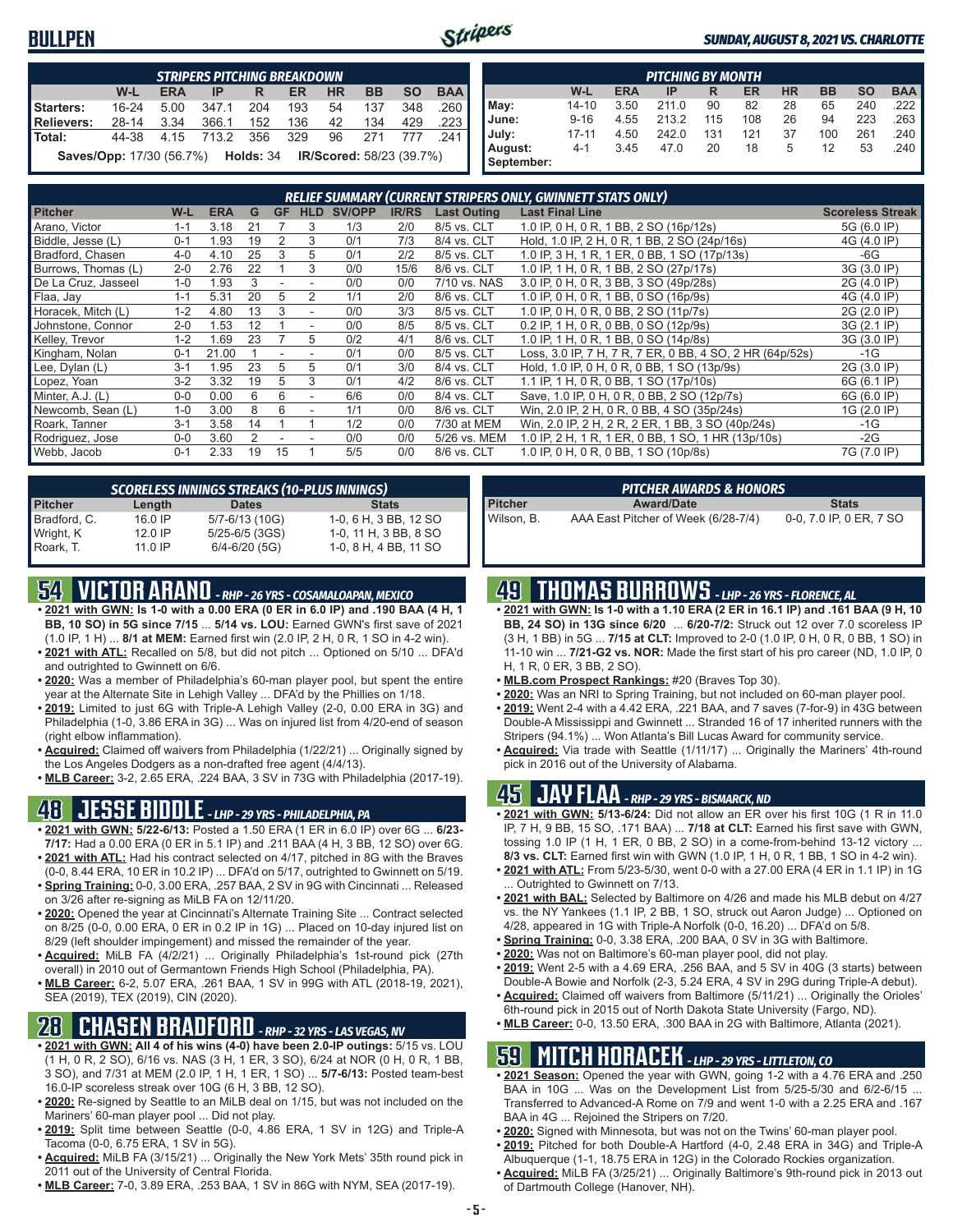## BULLPEN

SUNDAY, AUGUST 8, 2021 VS. CHARLOTTE

| STRIPERS PITCHING BREAKDOWN | | | | | | | | | |
|---|---|---|---|---|---|---|---|---|---|
| | W-L | ERA | IP | R | ER | HR | BB | SO | BAA |
| Starters: | 16-24 | 5.00 | 347.1 | 204 | 193 | 54 | 137 | 348 | .260 |
| Relievers: | 28-14 | 3.34 | 366.1 | 152 | 136 | 42 | 134 | 429 | .223 |
| Total: | 44-38 | 4.15 | 713.2 | 356 | 329 | 96 | 271 | 777 | .241 |

**Saves/Opp:** 17/30 (56.7%) **Holds:** 34 **IR/Scored:** 58/23 (39.7%)

| PITCHING BY MONTH | | | | | | | | | |
|---|---|---|---|---|---|---|---|---|---|
| | W-L | ERA | IP | R | ER | HR | BB | SO | BAA |
| May: | 14-10 | 3.50 | 211.0 | 90 | 82 | 28 | 65 | 240 | .222 |
| June: | 9-16 | 4.55 | 213.2 | 115 | 108 | 26 | 94 | 223 | .263 |
| July: | 17-11 | 4.50 | 242.0 | 131 | 121 | 37 | 100 | 261 | .240 |
| August: | 4-1 | 3.45 | 47.0 | 20 | 18 | 5 | 12 | 53 | .240 |
| September: | | | | | | | | | |

| RELIEF SUMMARY (CURRENT STRIPERS ONLY, GWINNETT STATS ONLY) | | | | | | | | | | |
|---|---|---|---|---|---|---|---|---|---|---|
| Pitcher | W-L | ERA | G | GF | HLD | SV/OPP | IR/RS | Last Outing | Last Final Line | Scoreless Streak |
| Arano, Victor | 1-1 | 3.18 | 21 | 7 | 3 | 1/3 | 2/0 | 8/5 vs. CLT | 1.0 IP, 0 H, 0 R, 1 BB, 2 SO (16p/12s) | 5G (6.0 IP) |
| Biddle, Jesse (L) | 0-1 | 1.93 | 19 | 2 | 3 | 0/1 | 7/3 | 8/4 vs. CLT | Hold, 1.0 IP, 2 H, 0 R, 1 BB, 2 SO (24p/16s) | 4G (4.0 IP) |
| Bradford, Chasen | 4-0 | 4.10 | 25 | 3 | 5 | 0/1 | 2/2 | 8/5 vs. CLT | 1.0 IP, 3 H, 1 R, 1 ER, 0 BB, 1 SO (17p/13s) | -6G |
| Burrows, Thomas (L) | 2-0 | 2.76 | 22 | 1 | 3 | 0/0 | 15/6 | 8/6 vs. CLT | 1.0 IP, 1 H, 0 R, 1 BB, 2 SO (27p/17s) | 3G (3.0 IP) |
| De La Cruz, Jasseel | 1-0 | 1.93 | 3 | - | - | 0/0 | 0/0 | 7/10 vs. NAS | 3.0 IP, 0 H, 0 R, 3 BB, 3 SO (49p/28s) | 2G (4.0 IP) |
| Flaa, Jay | 1-1 | 5.31 | 20 | 5 | 2 | 1/1 | 2/0 | 8/6 vs. CLT | 1.0 IP, 0 H, 0 R, 1 BB, 0 SO (16p/9s) | 4G (4.0 IP) |
| Horacek, Mitch (L) | 1-2 | 4.80 | 13 | 3 | - | 0/0 | 3/3 | 8/5 vs. CLT | 1.0 IP, 0 H, 0 R, 0 BB, 2 SO (11p/7s) | 2G (2.0 IP) |
| Johnstone, Connor | 2-0 | 1.53 | 12 | 1 | - | 0/0 | 8/5 | 8/5 vs. CLT | 0.2 IP, 1 H, 0 R, 0 BB, 0 SO (12p/9s) | 3G (2.1 IP) |
| Kelley, Trevor | 1-2 | 1.69 | 23 | 7 | 5 | 0/2 | 4/1 | 8/6 vs. CLT | 1.0 IP, 1 H, 0 R, 1 BB, 0 SO (14p/8s) | 3G (3.0 IP) |
| Kingham, Nolan | 0-1 | 21.00 | 1 | - | - | 0/1 | 0/0 | 8/5 vs. CLT | Loss, 3.0 IP, 7 H, 7 R, 7 ER, 0 BB, 4 SO, 2 HR (64p/52s) | -1G |
| Lee, Dylan (L) | 3-1 | 1.95 | 23 | 5 | 5 | 0/1 | 3/0 | 8/4 vs. CLT | Hold, 1.0 IP, 0 H, 0 R, 0 BB, 1 SO (13p/9s) | 2G (3.0 IP) |
| Lopez, Yoan | 3-2 | 3.32 | 19 | 5 | 3 | 0/1 | 4/2 | 8/6 vs. CLT | 1.1 IP, 1 H, 0 R, 0 BB, 1 SO (17p/10s) | 6G (6.1 IP) |
| Minter, A.J. (L) | 0-0 | 0.00 | 6 | 6 | - | 6/6 | 0/0 | 8/4 vs. CLT | Save, 1.0 IP, 0 H, 0 R, 0 BB, 2 SO (12p/7s) | 6G (6.0 IP) |
| Newcomb, Sean (L) | 1-0 | 3.00 | 8 | 6 | - | 1/1 | 0/0 | 8/6 vs. CLT | Win, 2.0 IP, 2 H, 0 R, 0 BB, 4 SO (35p/24s) | 1G (2.0 IP) |
| Roark, Tanner | 3-1 | 3.58 | 14 | 1 | 1 | 1/2 | 0/0 | 7/30 at MEM | Win, 2.0 IP, 2 H, 2 R, 2 ER, 1 BB, 3 SO (40p/24s) | -1G |
| Rodriguez, Jose | 0-0 | 3.60 | 2 | - | - | 0/0 | 0/0 | 5/26 vs. MEM | 1.0 IP, 2 H, 1 R, 1 ER, 0 BB, 1 SO, 1 HR (13p/10s) | -2G |
| Webb, Jacob | 0-1 | 2.33 | 19 | 15 | 1 | 5/5 | 0/0 | 8/6 vs. CLT | 1.0 IP, 0 H, 0 R, 0 BB, 1 SO (10p/8s) | 7G (7.0 IP) |

| SCORELESS INNINGS STREAKS (10-PLUS INNINGS) | | | |
|---|---|---|---|
| Pitcher | Length | Dates | Stats |
| Bradford, C. | 16.0 IP | 5/7-6/13 (10G) | 1-0, 6 H, 3 BB, 12 SO |
| Wright, K | 12.0 IP | 5/25-6/5 (3GS) | 1-0, 11 H, 3 BB, 8 SO |
| Roark, T. | 11.0 IP | 6/4-6/20 (5G) | 1-0, 8 H, 4 BB, 11 SO |

| PITCHER AWARDS & HONORS | | |
|---|---|---|
| Pitcher | Award/Date | Stats |
| Wilson, B. | AAA East Pitcher of Week (6/28-7/4) | 0-0, 7.0 IP, 0 ER, 7 SO |

## 54 VICTOR ARANO - RHP - 26 YRS - COSAMALOAPAN, MEXICO

- **2021 with GWN: Is 1-0 with a 0.00 ERA (0 ER in 6.0 IP) and .190 BAA (4 H, 1 BB, 10 SO) in 5G since 7/15** ... **5/14 vs. LOU:** Earned GWN's first save of 2021 (1.0 IP, 1 H) ... **8/1 at MEM:** Earned first win (2.0 IP, 2 H, 0 R, 1 SO in 4-2 win).
- **2021 with ATL:** Recalled on 5/8, but did not pitch ... Optioned on 5/10 ... DFA'd and outrighted to Gwinnett on 6/6.
- **2020:** Was a member of Philadelphia's 60-man player pool, but spent the entire year at the Alternate Site in Lehigh Valley ... DFA'd by the Phillies on 1/18.
- **2019:** Limited to just 6G with Triple-A Lehigh Valley (2-0, 0.00 ERA in 3G) and Philadelphia (1-0, 3.86 ERA in 3G) ... Was on injured list from 4/20-end of season (right elbow inflammation).
- **Acquired:** Claimed off waivers from Philadelphia (1/22/21) ... Originally signed by the Los Angeles Dodgers as a non-drafted free agent (4/4/13).
- **MLB Career:** 3-2, 2.65 ERA, .224 BAA, 3 SV in 73G with Philadelphia (2017-19).

## 48 JESSE BIDDLE - LHP - 29 YRS - PHILADELPHIA, PA

- **2021 with GWN: 5/22-6/13:** Posted a 1.50 ERA (1 ER in 6.0 IP) over 6G ... **6/23-7/17:** Had a 0.00 ERA (0 ER in 5.1 IP) and .211 BAA (4 H, 3 BB, 12 SO) over 6G.
- **2021 with ATL:** Had his contract selected on 4/17, pitched in 8G with the Braves (0-0, 8.44 ERA, 10 ER in 10.2 IP) ... DFA'd on 5/17, outrighted to Gwinnett on 5/19.
- **Spring Training:** 0-0, 3.00 ERA, .257 BAA, 2 SV in 9G with Cincinnati ... Released on 3/26 after re-signing as MiLB FA on 12/11/20.
- **2020:** Opened the year at Cincinnati's Alternate Training Site ... Contract selected on 8/25 (0-0, 0.00 ERA, 0 ER in 0.2 IP in 1G) ... Placed on 10-day injured list on 8/29 (left shoulder impingement) and missed the remainder of the year.
- **Acquired:** MiLB FA (4/2/21) ... Originally Philadelphia's 1st-round pick (27th overall) in 2010 out of Germantown Friends High School (Philadelphia, PA).
- **MLB Career:** 6-2, 5.07 ERA, .261 BAA, 1 SV in 99G with ATL (2018-19, 2021), SEA (2019), TEX (2019), CIN (2020).

## 28 CHASEN BRADFORD - RHP - 32 YRS - LAS VEGAS, NV

- **2021 with GWN: All 4 of his wins (4-0) have been 2.0-IP outings:** 5/15 vs. LOU (1 H, 0 R, 2 SO), 6/16 vs. NAS (3 H, 1 ER, 3 SO), 6/24 at NOR (0 H, 0 R, 1 BB, 3 SO), and 7/31 at MEM (2.0 IP, 1 H, 1 ER, 1 SO) ... **5/7-6/13:** Posted team-best 16.0-IP scoreless streak over 10G (6 H, 3 BB, 12 SO).
- **2020:** Re-signed by Seattle to an MiLB deal on 1/15, but was not included on the Mariners' 60-man player pool ... Did not play.
- **2019:** Split time between Seattle (0-0, 4.86 ERA, 1 SV in 12G) and Triple-A Tacoma (0-0, 6.75 ERA, 1 SV in 5G).
- **Acquired:** MiLB FA (3/15/21) ... Originally the New York Mets' 35th round pick in 2011 out of the University of Central Florida.
- **MLB Career:** 7-0, 3.89 ERA, .253 BAA, 1 SV in 86G with NYM, SEA (2017-19).

## 49 THOMAS BURROWS - LHP - 26 YRS - FLORENCE, AL

- **2021 with GWN: Is 1-0 with a 1.10 ERA (2 ER in 16.1 IP) and .161 BAA (9 H, 10 BB, 24 SO) in 13G since 6/20** ... **6/20-7/2:** Struck out 12 over 7.0 scoreless IP (3 H, 1 BB) in 5G ... **7/15 at CLT:** Improved to 2-0 (1.0 IP, 0 H, 0 R, 0 BB, 1 SO) in 11-10 win ... **7/21-G2 vs. NOR:** Made the first start of his pro career (ND, 1.0 IP, 0 H, 1 R, 0 ER, 3 BB, 2 SO).
- **MLB.com Prospect Rankings:** #20 (Braves Top 30).
- **2020:** Was an NRI to Spring Training, but not included on 60-man player pool.
- **2019:** Went 2-4 with a 4.42 ERA, .221 BAA, and 7 saves (7-for-9) in 43G between Double-A Mississippi and Gwinnett ... Stranded 16 of 17 inherited runners with the Stripers (94.1%) ... Won Atlanta's Bill Lucas Award for community service.
- **Acquired:** Via trade with Seattle (1/11/17) ... Originally the Mariners' 4th-round pick in 2016 out of the University of Alabama.

## 45 JAY FLAA - RHP - 29 YRS - BISMARCK, ND

- **2021 with GWN: 5/13-6/24:** Did not allow an ER over his first 10G (1 R in 11.0 IP, 7 H, 9 BB, 15 SO, .171 BAA) ... **7/18 at CLT:** Earned his first save with GWN, tossing 1.0 IP (1 H, 1 ER, 0 BB, 2 SO) in a come-from-behind 13-12 victory ... **8/3 vs. CLT:** Earned first win with GWN (1.0 IP, 1 H, 0 R, 1 BB, 1 SO in 4-2 win).
- **2021 with ATL:** From 5/23-5/30, went 0-0 with a 27.00 ERA (4 ER in 1.1 IP) in 1G ... Outrighted to Gwinnett on 7/13.
- **2021 with BAL:** Selected by Baltimore on 4/26 and made his MLB debut on 4/27 vs. the NY Yankees (1.1 IP, 2 BB, 1 SO, struck out Aaron Judge) ... Optioned on 4/28, appeared in 1G with Triple-A Norfolk (0-0, 16.20) ... DFA'd on 5/8.
- **Spring Training:** 0-0, 3.38 ERA, .200 BAA, 0 SV in 3G with Baltimore.
- **2020:** Was not on Baltimore's 60-man player pool, did not play.
- **2019:** Went 2-5 with a 4.69 ERA, .256 BAA, and 5 SV in 40G (3 starts) between Double-A Bowie and Norfolk (2-3, 5.24 ERA, 4 SV in 29G during Triple-A debut).
- **Acquired:** Claimed off waivers from Baltimore (5/11/21) ... Originally the Orioles' 6th-round pick in 2015 out of North Dakota State University (Fargo, ND).
- **MLB Career:** 0-0, 13.50 ERA, .300 BAA in 2G with Baltimore, Atlanta (2021).

## 59 MITCH HORACEK - LHP - 29 YRS - LITTLETON, CO

- **2021 Season:** Opened the year with GWN, going 1-2 with a 4.76 ERA and .250 BAA in 10G ... Was on the Development List from 5/25-5/30 and 6/2-6/15 ... Transferred to Advanced-A Rome on 7/9 and went 1-0 with a 2.25 ERA and .167 BAA in 4G ... Rejoined the Stripers on 7/20.
- **2020:** Signed with Minnesota, but was not on the Twins' 60-man player pool.
- **2019:** Pitched for both Double-A Hartford (4-0, 2.48 ERA in 34G) and Triple-A Albuquerque (1-1, 18.75 ERA in 12G) in the Colorado Rockies organization.
- **Acquired:** MiLB FA (3/25/21) ... Originally Baltimore's 9th-round pick in 2013 out of Dartmouth College (Hanover, NH).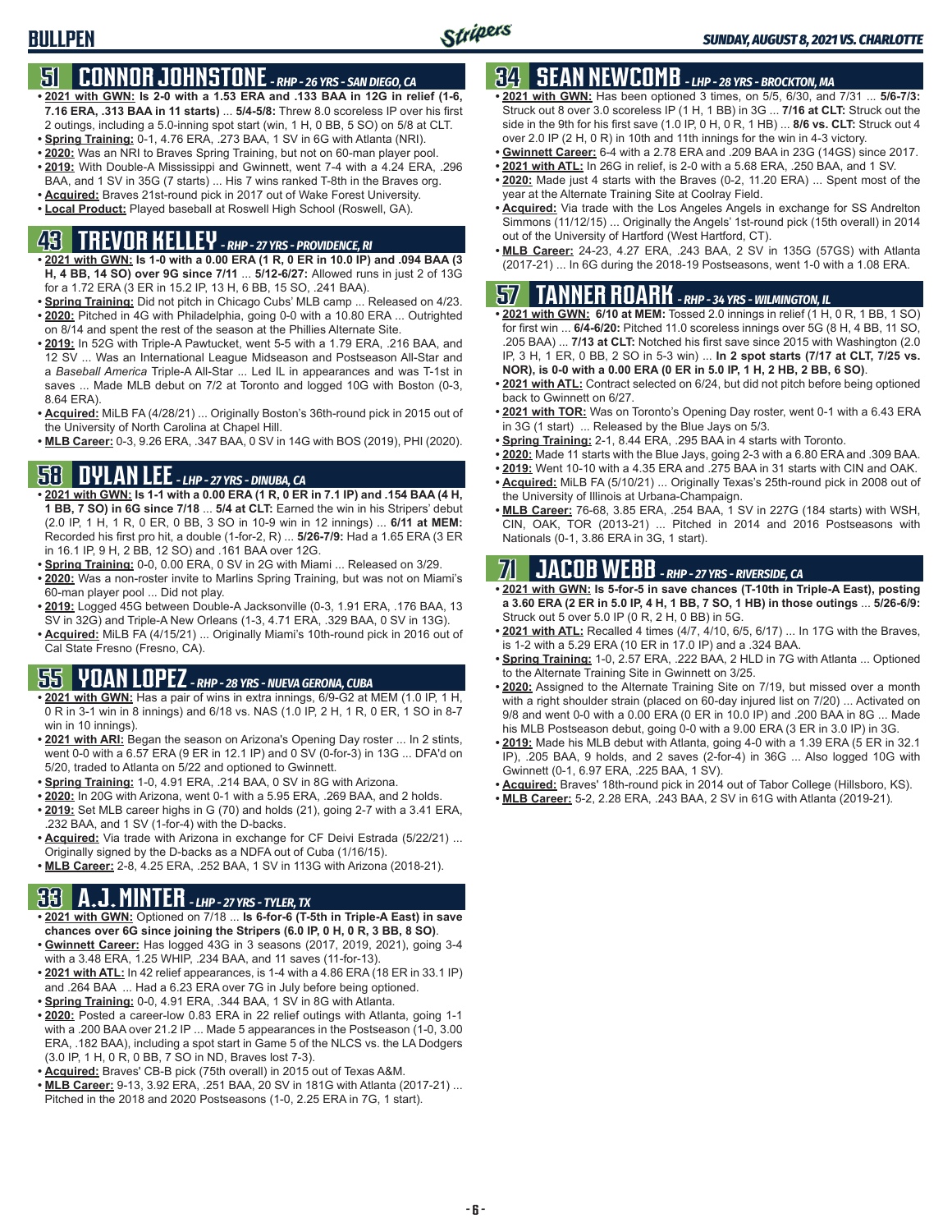# BULLPEN

*SUNDAY, AUGUST 8, 2021 VS. CHARLOTTE*

## 51 CONNOR JOHNSTONE - *RHP - 26 YRS - SAN DIEGO, CA*

- **2021 with GWN: Is 2-0 with a 1.53 ERA and .133 BAA in 12G in relief (1-6, 7.16 ERA, .313 BAA in 11 starts)** ... **5/4-5/8:** Threw 8.0 scoreless IP over his first 2 outings, including a 5.0-inning spot start (win, 1 H, 0 BB, 5 SO) on 5/8 at CLT.
- **Spring Training:** 0-1, 4.76 ERA, .273 BAA, 1 SV in 6G with Atlanta (NRI).
- **2020:** Was an NRI to Braves Spring Training, but not on 60-man player pool.
- **2019:** With Double-A Mississippi and Gwinnett, went 7-4 with a 4.24 ERA, .296 BAA, and 1 SV in 35G (7 starts) ... His 7 wins ranked T-8th in the Braves org.
- **Acquired:** Braves 21st-round pick in 2017 out of Wake Forest University.
- **Local Product:** Played baseball at Roswell High School (Roswell, GA).

## 43 TREVOR KELLEY - *RHP - 27 YRS - PROVIDENCE, RI*

- **2021 with GWN: Is 1-0 with a 0.00 ERA (1 R, 0 ER in 10.0 IP) and .094 BAA (3 H, 4 BB, 14 SO) over 9G since 7/11** ... **5/12-6/27:** Allowed runs in just 2 of 13G for a 1.72 ERA (3 ER in 15.2 IP, 13 H, 6 BB, 15 SO, .241 BAA).
- **Spring Training:** Did not pitch in Chicago Cubs' MLB camp ... Released on 4/23.
- **2020:** Pitched in 4G with Philadelphia, going 0-0 with a 10.80 ERA ... Outrighted on 8/14 and spent the rest of the season at the Phillies Alternate Site.
- **2019:** In 52G with Triple-A Pawtucket, went 5-5 with a 1.79 ERA, .216 BAA, and 12 SV ... Was an International League Midseason and Postseason All-Star and a *Baseball America* Triple-A All-Star ... Led IL in appearances and was T-1st in saves ... Made MLB debut on 7/2 at Toronto and logged 10G with Boston (0-3, 8.64 ERA).
- **Acquired:** MiLB FA (4/28/21) ... Originally Boston's 36th-round pick in 2015 out of the University of North Carolina at Chapel Hill.
- **MLB Career:** 0-3, 9.26 ERA, .347 BAA, 0 SV in 14G with BOS (2019), PHI (2020).

## 58 DYLAN LEE - *LHP - 27 YRS - DINUBA, CA*

- **2021 with GWN: Is 1-1 with a 0.00 ERA (1 R, 0 ER in 7.1 IP) and .154 BAA (4 H, 1 BB, 7 SO) in 6G since 7/18** ... **5/4 at CLT:** Earned the win in his Stripers' debut (2.0 IP, 1 H, 1 R, 0 ER, 0 BB, 3 SO in 10-9 win in 12 innings) ... **6/11 at MEM:** Recorded his first pro hit, a double (1-for-2, R) ... **5/26-7/9:** Had a 1.65 ERA (3 ER in 16.1 IP, 9 H, 2 BB, 12 SO) and .161 BAA over 12G.
- **Spring Training:** 0-0, 0.00 ERA, 0 SV in 2G with Miami ... Released on 3/29.
- **2020:** Was a non-roster invite to Marlins Spring Training, but was not on Miami's 60-man player pool ... Did not play.
- **2019:** Logged 45G between Double-A Jacksonville (0-3, 1.91 ERA, .176 BAA, 13 SV in 32G) and Triple-A New Orleans (1-3, 4.71 ERA, .329 BAA, 0 SV in 13G).
- **Acquired:** MiLB FA (4/15/21) ... Originally Miami's 10th-round pick in 2016 out of Cal State Fresno (Fresno, CA).

## 55 YOAN LOPEZ - *RHP - 28 YRS - NUEVA GERONA, CUBA*

- **2021 with GWN:** Has a pair of wins in extra innings, 6/9-G2 at MEM (1.0 IP, 1 H, 0 R in 3-1 win in 8 innings) and 6/18 vs. NAS (1.0 IP, 2 H, 1 R, 0 ER, 1 SO in 8-7 win in 10 innings).
- **2021 with ARI:** Began the season on Arizona's Opening Day roster ... In 2 stints, went 0-0 with a 6.57 ERA (9 ER in 12.1 IP) and 0 SV (0-for-3) in 13G ... DFA'd on 5/20, traded to Atlanta on 5/22 and optioned to Gwinnett.
- **Spring Training:** 1-0, 4.91 ERA, .214 BAA, 0 SV in 8G with Arizona.
- **2020:** In 20G with Arizona, went 0-1 with a 5.95 ERA, .269 BAA, and 2 holds.
- **2019:** Set MLB career highs in G (70) and holds (21), going 2-7 with a 3.41 ERA, .232 BAA, and 1 SV (1-for-4) with the D-backs.
- **Acquired:** Via trade with Arizona in exchange for CF Deivi Estrada (5/22/21) ... Originally signed by the D-backs as a NDFA out of Cuba (1/16/15).
- **MLB Career:** 2-8, 4.25 ERA, .252 BAA, 1 SV in 113G with Arizona (2018-21).

## 33 A.J. MINTER - *LHP - 27 YRS - TYLER, TX*

- **2021 with GWN:** Optioned on 7/18 ... **Is 6-for-6 (T-5th in Triple-A East) in save chances over 6G since joining the Stripers (6.0 IP, 0 H, 0 R, 3 BB, 8 SO)**.
- **Gwinnett Career:** Has logged 43G in 3 seasons (2017, 2019, 2021), going 3-4 with a 3.48 ERA, 1.25 WHIP, .234 BAA, and 11 saves (11-for-13).
- **2021 with ATL:** In 42 relief appearances, is 1-4 with a 4.86 ERA (18 ER in 33.1 IP) and .264 BAA ... Had a 6.23 ERA over 7G in July before being optioned.
- **Spring Training:** 0-0, 4.91 ERA, .344 BAA, 1 SV in 8G with Atlanta.
- **2020:** Posted a career-low 0.83 ERA in 22 relief outings with Atlanta, going 1-1 with a .200 BAA over 21.2 IP ... Made 5 appearances in the Postseason (1-0, 3.00 ERA, .182 BAA), including a spot start in Game 5 of the NLCS vs. the LA Dodgers (3.0 IP, 1 H, 0 R, 0 BB, 7 SO in ND, Braves lost 7-3).
- **Acquired:** Braves' CB-B pick (75th overall) in 2015 out of Texas A&M.
- **MLB Career:** 9-13, 3.92 ERA, .251 BAA, 20 SV in 181G with Atlanta (2017-21) ... Pitched in the 2018 and 2020 Postseasons (1-0, 2.25 ERA in 7G, 1 start).

## 34 SEAN NEWCOMB - *LHP - 28 YRS - BROCKTON, MA*

- **2021 with GWN:** Has been optioned 3 times, on 5/5, 6/30, and 7/31 ... **5/6-7/3:** Struck out 8 over 3.0 scoreless IP (1 H, 1 BB) in 3G ... **7/16 at CLT:** Struck out the side in the 9th for his first save (1.0 IP, 0 H, 0 R, 1 HB) ... **8/6 vs. CLT:** Struck out 4 over 2.0 IP (2 H, 0 R) in 10th and 11th innings for the win in 4-3 victory.
- **Gwinnett Career:** 6-4 with a 2.78 ERA and .209 BAA in 23G (14GS) since 2017.
- **2021 with ATL:** In 26G in relief, is 2-0 with a 5.68 ERA, .250 BAA, and 1 SV.
- **2020:** Made just 4 starts with the Braves (0-2, 11.20 ERA) ... Spent most of the year at the Alternate Training Site at Coolray Field.
- **Acquired:** Via trade with the Los Angeles Angels in exchange for SS Andrelton Simmons (11/12/15) ... Originally the Angels' 1st-round pick (15th overall) in 2014 out of the University of Hartford (West Hartford, CT).
- **MLB Career:** 24-23, 4.27 ERA, .243 BAA, 2 SV in 135G (57GS) with Atlanta (2017-21) ... In 6G during the 2018-19 Postseasons, went 1-0 with a 1.08 ERA.

## 57 TANNER ROARK - *RHP - 34 YRS - WILMINGTON, IL*

- **2021 with GWN: 6/10 at MEM:** Tossed 2.0 innings in relief (1 H, 0 R, 1 BB, 1 SO) for first win ... **6/4-6/20:** Pitched 11.0 scoreless innings over 5G (8 H, 4 BB, 11 SO, .205 BAA) ... **7/13 at CLT:** Notched his first save since 2015 with Washington (2.0 IP, 3 H, 1 ER, 0 BB, 2 SO in 5-3 win) ... **In 2 spot starts (7/17 at CLT, 7/25 vs. NOR), is 0-0 with a 0.00 ERA (0 ER in 5.0 IP, 1 H, 2 HB, 6 SO)**.
- **2021 with ATL:** Contract selected on 6/24, but did not pitch before being optioned back to Gwinnett on 6/27.
- **2021 with TOR:** Was on Toronto's Opening Day roster, went 0-1 with a 6.43 ERA in 3G (1 start) ... Released by the Blue Jays on 5/3.
- **Spring Training:** 2-1, 8.44 ERA, .295 BAA in 4 starts with Toronto.
- **2020:** Made 11 starts with the Blue Jays, going 2-3 with a 6.80 ERA and .309 BAA.
- **2019:** Went 10-10 with a 4.35 ERA and .275 BAA in 31 starts with CIN and OAK.
- **Acquired:** MiLB FA (5/10/21) ... Originally Texas's 25th-round pick in 2008 out of the University of Illinois at Urbana-Champaign.
- **MLB Career:** 76-68, 3.85 ERA, .254 BAA, 1 SV in 227G (184 starts) with WSH, CIN, OAK, TOR (2013-21) ... Pitched in 2014 and 2016 Postseasons with Nationals (0-1, 3.86 ERA in 3G, 1 start).

## 71 JACOB WEBB - *RHP - 27 YRS - RIVERSIDE, CA*

- **2021 with GWN: Is 5-for-5 in save chances (T-10th in Triple-A East), posting a 3.60 ERA (2 ER in 5.0 IP, 4 H, 1 BB, 7 SO, 1 HB) in those outings** ... **5/26-6/9:** Struck out 5 over 5.0 IP (0 R, 2 H, 0 BB) in 5G.
- **2021 with ATL:** Recalled 4 times (4/7, 4/10, 6/5, 6/17) ... In 17G with the Braves, is 1-2 with a 5.29 ERA (10 ER in 17.0 IP) and a .324 BAA.
- **Spring Training:** 1-0, 2.57 ERA, .222 BAA, 2 HLD in 7G with Atlanta ... Optioned to the Alternate Training Site in Gwinnett on 3/25.
- **2020:** Assigned to the Alternate Training Site on 7/19, but missed over a month with a right shoulder strain (placed on 60-day injured list on 7/20) ... Activated on 9/8 and went 0-0 with a 0.00 ERA (0 ER in 10.0 IP) and .200 BAA in 8G ... Made his MLB Postseason debut, going 0-0 with a 9.00 ERA (3 ER in 3.0 IP) in 3G.
- **2019:** Made his MLB debut with Atlanta, going 4-0 with a 1.39 ERA (5 ER in 32.1 IP), .205 BAA, 9 holds, and 2 saves (2-for-4) in 36G ... Also logged 10G with Gwinnett (0-1, 6.97 ERA, .225 BAA, 1 SV).
- **Acquired:** Braves' 18th-round pick in 2014 out of Tabor College (Hillsboro, KS).
- **MLB Career:** 5-2, 2.28 ERA, .243 BAA, 2 SV in 61G with Atlanta (2019-21).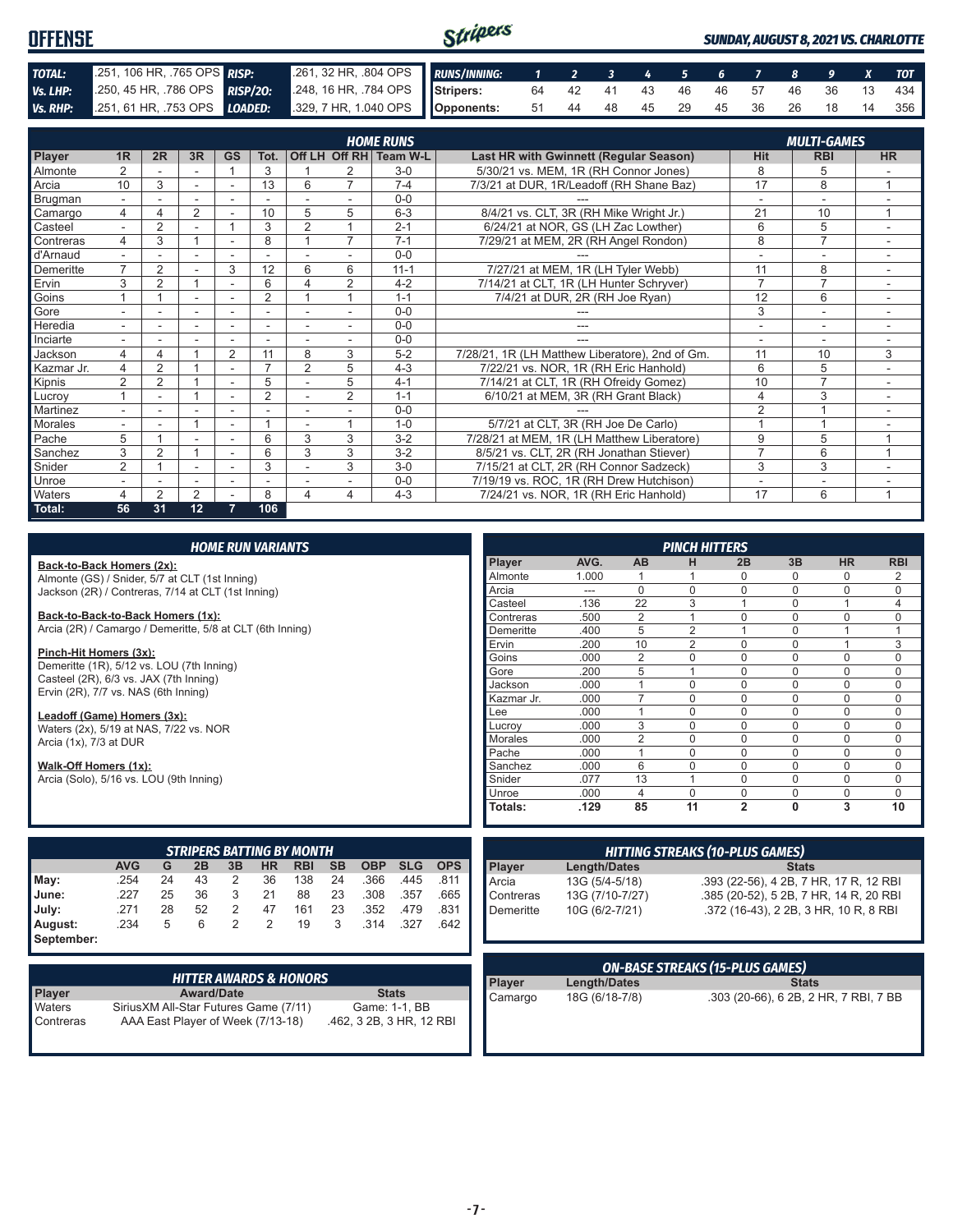# OFFENSE

**SUNDAY, AUGUST 8, 2021 VS. CHARLOTTE**

| | | | |
|---|---|---|---|
| **TOTAL:** | .251, 106 HR, .765 OPS | **RISP:** | .261, 32 HR, .804 OPS |
| **Vs. LHP:** | .250, 45 HR, .786 OPS | **RISP/2O:** | .248, 16 HR, .784 OPS |
| **Vs. RHP:** | .251, 61 HR, .753 OPS | **LOADED:** | .329, 7 HR, 1.040 OPS |

| RUNS/INNING: | 1 | 2 | 3 | 4 | 5 | 6 | 7 | 8 | 9 | X | TOT |
|---|---|---|---|---|---|---|---|---|---|---|---|
| Stripers: | 64 | 42 | 41 | 43 | 46 | 46 | 57 | 46 | 36 | 13 | 434 |
| Opponents: | 51 | 44 | 48 | 45 | 29 | 45 | 36 | 26 | 18 | 14 | 356 |

## HOME RUNS / MULTI-GAMES

| Player | 1R | 2R | 3R | GS | Tot. | Off LH | Off RH | Team W-L | Last HR with Gwinnett (Regular Season) | Hit | RBI | HR |
|---|---|---|---|---|---|---|---|---|---|---|---|---|
| Almonte | 2 | - | - | 1 | 3 | 1 | 2 | 3-0 | 5/30/21 vs. MEM, 1R (RH Connor Jones) | 8 | 5 | - |
| Arcia | 10 | 3 | - | - | 13 | 6 | 7 | 7-4 | 7/3/21 at DUR, 1R/Leadoff (RH Shane Baz) | 17 | 8 | 1 |
| Brugman | - | - | - | - | - | - | - | 0-0 | --- | - | - | - |
| Camargo | 4 | 4 | 2 | - | 10 | 5 | 5 | 6-3 | 8/4/21 vs. CLT, 3R (RH Mike Wright Jr.) | 21 | 10 | 1 |
| Casteel | - | 2 | - | 1 | 3 | 2 | 1 | 2-1 | 6/24/21 at NOR, GS (LH Zac Lowther) | 6 | 5 | - |
| Contreras | 4 | 3 | 1 | - | 8 | 1 | 7 | 7-1 | 7/29/21 at MEM, 2R (RH Angel Rondon) | 8 | 7 | - |
| d'Arnaud | - | - | - | - | - | - | - | 0-0 | --- | - | - | - |
| Demeritte | 7 | 2 | - | 3 | 12 | 6 | 6 | 11-1 | 7/27/21 at MEM, 1R (LH Tyler Webb) | 11 | 8 | - |
| Ervin | 3 | 2 | 1 | - | 6 | 4 | 2 | 4-2 | 7/14/21 at CLT, 1R (LH Hunter Schryver) | 7 | 7 | - |
| Goins | 1 | 1 | - | - | 2 | 1 | 1 | 1-1 | 7/4/21 at DUR, 2R (RH Joe Ryan) | 12 | 6 | - |
| Gore | - | - | - | - | - | - | - | 0-0 | --- | 3 | - | - |
| Heredia | - | - | - | - | - | - | - | 0-0 | --- | - | - | - |
| Inciarte | - | - | - | - | - | - | - | 0-0 | --- | - | - | - |
| Jackson | 4 | 4 | 1 | 2 | 11 | 8 | 3 | 5-2 | 7/28/21, 1R (LH Matthew Liberatore), 2nd of Gm. | 11 | 10 | 3 |
| Kazmar Jr. | 4 | 2 | 1 | - | 7 | 2 | 5 | 4-3 | 7/22/21 vs. NOR, 1R (RH Eric Hanhold) | 6 | 5 | - |
| Kipnis | 2 | 2 | 1 | - | 5 | - | 5 | 4-1 | 7/14/21 at CLT, 1R (RH Ofreidy Gomez) | 10 | 7 | - |
| Lucroy | 1 | - | 1 | - | 2 | - | 2 | 1-1 | 6/10/21 at MEM, 3R (RH Grant Black) | 4 | 3 | - |
| Martinez | - | - | - | - | - | - | - | 0-0 | --- | 2 | 1 | - |
| Morales | - | - | 1 | - | 1 | - | 1 | 1-0 | 5/7/21 at CLT, 3R (RH Joe De Carlo) | 1 | 1 | - |
| Pache | 5 | 1 | - | - | 6 | 3 | 3 | 3-2 | 7/28/21 at MEM, 1R (LH Matthew Liberatore) | 9 | 5 | 1 |
| Sanchez | 3 | 2 | 1 | - | 6 | 3 | 3 | 3-2 | 8/5/21 vs. CLT, 2R (RH Jonathan Stiever) | 7 | 6 | 1 |
| Snider | 2 | 1 | - | - | 3 | - | 3 | 3-0 | 7/15/21 at CLT, 2R (RH Connor Sadzeck) | 3 | 3 | - |
| Unroe | - | - | - | - | - | - | - | 0-0 | 7/19/19 vs. ROC, 1R (RH Drew Hutchison) | - | - | - |
| Waters | 4 | 2 | 2 | - | 8 | 4 | 4 | 4-3 | 7/24/21 vs. NOR, 1R (RH Eric Hanhold) | 17 | 6 | 1 |
| **Total:** | **56** | **31** | **12** | **7** | **106** | | | | | | | |

## HOME RUN VARIANTS

**Back-to-Back Homers (2x):**
Almonte (GS) / Snider, 5/7 at CLT (1st Inning)
Jackson (2R) / Contreras, 7/14 at CLT (1st Inning)

**Back-to-Back-to-Back Homers (1x):**
Arcia (2R) / Camargo / Demeritte, 5/8 at CLT (6th Inning)

**Pinch-Hit Homers (3x):**
Demeritte (1R), 5/12 vs. LOU (7th Inning)
Casteel (2R), 6/3 vs. JAX (7th Inning)
Ervin (2R), 7/7 vs. NAS (6th Inning)

**Leadoff (Game) Homers (3x):**
Waters (2x), 5/19 at NAS, 7/22 vs. NOR
Arcia (1x), 7/3 at DUR

**Walk-Off Homers (1x):**
Arcia (Solo), 5/16 vs. LOU (9th Inning)

## PINCH HITTERS

| Player | AVG. | AB | H | 2B | 3B | HR | RBI |
|---|---|---|---|---|---|---|---|
| Almonte | 1.000 | 1 | 1 | 0 | 0 | 0 | 2 |
| Arcia | --- | 0 | 0 | 0 | 0 | 0 | 0 |
| Casteel | .136 | 22 | 3 | 1 | 0 | 1 | 4 |
| Contreras | .500 | 2 | 1 | 0 | 0 | 0 | 0 |
| Demeritte | .400 | 5 | 2 | 1 | 0 | 1 | 1 |
| Ervin | .200 | 10 | 2 | 0 | 0 | 1 | 3 |
| Goins | .000 | 2 | 0 | 0 | 0 | 0 | 0 |
| Gore | .200 | 5 | 1 | 0 | 0 | 0 | 0 |
| Jackson | .000 | 1 | 0 | 0 | 0 | 0 | 0 |
| Kazmar Jr. | .000 | 7 | 0 | 0 | 0 | 0 | 0 |
| Lee | .000 | 1 | 0 | 0 | 0 | 0 | 0 |
| Lucroy | .000 | 3 | 0 | 0 | 0 | 0 | 0 |
| Morales | .000 | 2 | 0 | 0 | 0 | 0 | 0 |
| Pache | .000 | 1 | 0 | 0 | 0 | 0 | 0 |
| Sanchez | .000 | 6 | 0 | 0 | 0 | 0 | 0 |
| Snider | .077 | 13 | 1 | 0 | 0 | 0 | 0 |
| Unroe | .000 | 4 | 0 | 0 | 0 | 0 | 0 |
| **Totals:** | **.129** | **85** | **11** | **2** | **0** | **3** | **10** |

## STRIPERS BATTING BY MONTH

| | AVG | G | 2B | 3B | HR | RBI | SB | OBP | SLG | OPS |
|---|---|---|---|---|---|---|---|---|---|---|
| May: | .254 | 24 | 43 | 2 | 36 | 138 | 24 | .366 | .445 | .811 |
| June: | .227 | 25 | 36 | 3 | 21 | 88 | 23 | .308 | .357 | .665 |
| July: | .271 | 28 | 52 | 2 | 47 | 161 | 23 | .352 | .479 | .831 |
| August: | .234 | 5 | 6 | 2 | 2 | 19 | 3 | .314 | .327 | .642 |
| September: | | | | | | | | | | |

## HITTING STREAKS (10-PLUS GAMES)

| Player | Length/Dates | Stats |
|---|---|---|
| Arcia | 13G (5/4-5/18) | .393 (22-56), 4 2B, 7 HR, 17 R, 12 RBI |
| Contreras | 13G (7/10-7/27) | .385 (20-52), 5 2B, 7 HR, 14 R, 20 RBI |
| Demeritte | 10G (6/2-7/21) | .372 (16-43), 2 2B, 3 HR, 10 R, 8 RBI |

## HITTER AWARDS & HONORS

| Player | Award/Date | Stats |
|---|---|---|
| Waters | SiriusXM All-Star Futures Game (7/11) | Game: 1-1, BB |
| Contreras | AAA East Player of Week (7/13-18) | .462, 3 2B, 3 HR, 12 RBI |

## ON-BASE STREAKS (15-PLUS GAMES)

| Player | Length/Dates | Stats |
|---|---|---|
| Camargo | 18G (6/18-7/8) | .303 (20-66), 6 2B, 2 HR, 7 RBI, 7 BB |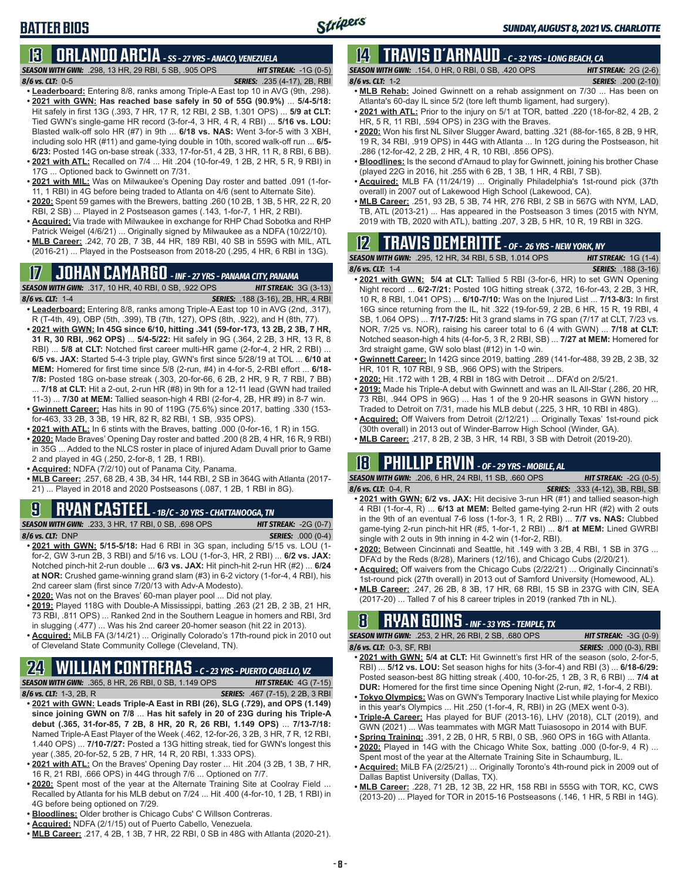# BATTER BIOS

## 13 ORLANDO ARCIA - SS - 27 YRS - ANACO, VENEZUELA

**SEASON WITH GWN:** .298, 13 HR, 29 RBI, 5 SB, .905 OPS — **HIT STREAK:** -1G (0-5)
**8/6 vs. CLT:** 0-5 — **SERIES:** .235 (4-17), 2B, RBI

- **Leaderboard:** Entering 8/8, ranks among Triple-A East top 10 in AVG (9th, .298).
- **2021 with GWN: Has reached base safely in 50 of 55G (90.9%)** ... **5/4-5/18:** Hit safely in first 13G (.393, 7 HR, 17 R, 12 RBI, 2 SB, 1.301 OPS) ... **5/9 at CLT:** Tied GWN's single-game HR record (3-for-4, 3 HR, 4 R, 4 RBI) ... **5/16 vs. LOU:** Blasted walk-off solo HR (#7) in 9th ... **6/18 vs. NAS:** Went 3-for-5 with 3 XBH, including solo HR (#11) and game-tying double in 10th, scored walk-off run ... **6/5-6/23:** Posted 14G on-base streak (.333, 17-for-51, 4 2B, 3 HR, 11 R, 8 RBI, 6 BB).
- **2021 with ATL:** Recalled on 7/4 ... Hit .204 (10-for-49, 1 2B, 2 HR, 5 R, 9 RBI) in 17G ... Optioned back to Gwinnett on 7/31.
- **2021 with MIL:** Was on Milwaukee's Opening Day roster and batted .091 (1-for-11, 1 RBI) in 4G before being traded to Atlanta on 4/6 (sent to Alternate Site).
- **2020:** Spent 59 games with the Brewers, batting .260 (10 2B, 1 3B, 5 HR, 22 R, 20 RBI, 2 SB) ... Played in 2 Postseason games (.143, 1-for-7, 1 HR, 2 RBI).
- **Acquired:** Via trade with Milwaukee in exchange for RHP Chad Sobotka and RHP Patrick Weigel (4/6/21) ... Originally signed by Milwaukee as a NDFA (10/22/10).
- **MLB Career:** .242, 70 2B, 7 3B, 44 HR, 189 RBI, 40 SB in 559G with MIL, ATL (2016-21) ... Played in the Postseason from 2018-20 (.295, 4 HR, 6 RBI in 13G).

## 17 JOHAN CAMARGO - INF - 27 YRS - PANAMA CITY, PANAMA

**SEASON WITH GWN:** .317, 10 HR, 40 RBI, 0 SB, .922 OPS — **HIT STREAK:** 3G (3-13)
**8/6 vs. CLT:** 1-4 — **SERIES:** .188 (3-16), 2B, HR, 4 RBI

- **Leaderboard:** Entering 8/8, ranks among Triple-A East top 10 in AVG (2nd, .317), R (T-4th, 49), OBP (5th, .399), TB (7th, 127), OPS (8th, .922), and H (8th, 77).
- **2021 with GWN: In 45G since 6/10, hitting .341 (59-for-173, 13 2B, 2 3B, 7 HR, 31 R, 30 RBI, .962 OPS)** ... **5/4-5/22:** Hit safely in 9G (.364, 2 2B, 3 HR, 13 R, 8 RBI) ... **5/8 at CLT:** Notched first career multi-HR game (2-for-4, 2 HR, 2 RBI) ... **6/5 vs. JAX:** Started 5-4-3 triple play, GWN's first since 5/28/19 at TOL ... **6/10 at MEM:** Homered for first time since 5/8 (2-run, #4) in 4-for-5, 2-RBI effort ... **6/18-7/8:** Posted 18G on-base streak (.303, 20-for-66, 6 2B, 2 HR, 9 R, 7 RBI, 7 BB) ... **7/18 at CLT:** Hit a 2-out, 2-run HR (#8) in 9th for a 12-11 lead (GWN had trailed 11-3) ... **7/30 at MEM:** Tallied season-high 4 RBI (2-for-4, 2B, HR #9) in 8-7 win.
- **Gwinnett Career:** Has hits in 90 of 119G (75.6%) since 2017, batting .330 (153-for-463, 33 2B, 3 3B, 19 HR, 82 R, 82 RBI, 1 SB, .935 OPS).
- **2021 with ATL:** In 6 stints with the Braves, batting .000 (0-for-16, 1 R) in 15G.
- **2020:** Made Braves' Opening Day roster and batted .200 (8 2B, 4 HR, 16 R, 9 RBI) in 35G ... Added to the NLCS roster in place of injured Adam Duvall prior to Game 2 and played in 4G (.250, 2-for-8, 1 2B, 1 RBI).
- **Acquired:** NDFA (7/2/10) out of Panama City, Panama.
- **MLB Career:** .257, 68 2B, 4 3B, 34 HR, 144 RBI, 2 SB in 364G with Atlanta (2017-21) ... Played in 2018 and 2020 Postseasons (.087, 1 2B, 1 RBI in 8G).

## 9 RYAN CASTEEL - 1B/C - 30 YRS - CHATTANOOGA, TN

**SEASON WITH GWN:** .233, 3 HR, 17 RBI, 0 SB, .698 OPS — **HIT STREAK:** -2G (0-7)
**8/6 vs. CLT:** DNP — **SERIES:** .000 (0-4)

- **2021 with GWN: 5/15-5/18:** Had 6 RBI in 3G span, including 5/15 vs. LOU (1-for-2, GW 3-run 2B, 3 RBI) and 5/16 vs. LOU (1-for-3, HR, 2 RBI) ... **6/2 vs. JAX:** Notched pinch-hit 2-run double ... **6/3 vs. JAX:** Hit pinch-hit 2-run HR (#2) ... **6/24 at NOR:** Crushed game-winning grand slam (#3) in 6-2 victory (1-for-4, 4 RBI), his 2nd career slam (first since 7/20/13 with Adv-A Modesto).
- **2020:** Was not on the Braves' 60-man player pool ... Did not play.
- **2019:** Played 118G with Double-A Mississippi, batting .263 (21 2B, 2 3B, 21 HR, 73 RBI, .811 OPS) ... Ranked 2nd in the Southern League in homers and RBI, 3rd in slugging (.477) ... Was his 2nd career 20-homer season (hit 22 in 2013).
- **Acquired:** MiLB FA (3/14/21) ... Originally Colorado's 17th-round pick in 2010 out of Cleveland State Community College (Cleveland, TN).

## 24 WILLIAM CONTRERAS - C - 23 YRS - PUERTO CABELLO, VZ

**SEASON WITH GWN:** .365, 8 HR, 26 RBI, 0 SB, 1.149 OPS — **HIT STREAK:** 4G (7-15)
**8/6 vs. CLT:** 1-3, 2B, R — **SERIES:** .467 (7-15), 2 2B, 3 RBI

- **2021 with GWN: Leads Triple-A East in RBI (26), SLG (.729), and OPS (1.149) since joining GWN on 7/8** ... **Has hit safely in 20 of 23G during his Triple-A debut (.365, 31-for-85, 7 2B, 8 HR, 20 R, 26 RBI, 1.149 OPS)** ... **7/13-7/18:** Named Triple-A East Player of the Week (.462, 12-for-26, 3 2B, 3 HR, 7 R, 12 RBI, 1.440 OPS) ... **7/10-7/27:** Posted a 13G hitting streak, tied for GWN's longest this year (.385, 20-for-52, 5 2B, 7 HR, 14 R, 20 RBI, 1.333 OPS).
- **2021 with ATL:** On the Braves' Opening Day roster ... Hit .204 (3 2B, 1 3B, 7 HR, 16 R, 21 RBI, .666 OPS) in 44G through 7/6 ... Optioned on 7/7.
- **2020:** Spent most of the year at the Alternate Training Site at Coolray Field ... Recalled by Atlanta for his MLB debut on 7/24 ... Hit .400 (4-for-10, 1 2B, 1 RBI) in 4G before being optioned on 7/29.
- **Bloodlines:** Older brother is Chicago Cubs' C Willson Contreras.
- **Acquired:** NDFA (2/1/15) out of Puerto Cabello, Venezuela.
- **MLB Career:** .217, 4 2B, 1 3B, 7 HR, 22 RBI, 0 SB in 48G with Atlanta (2020-21).

## 14 TRAVIS D'ARNAUD - C - 32 YRS - LONG BEACH, CA

**SEASON WITH GWN:** .154, 0 HR, 0 RBI, 0 SB, .420 OPS — **HIT STREAK:** 2G (2-6)
**8/6 vs. CLT:** 1-2 — **SERIES:** .200 (2-10)

- **MLB Rehab:** Joined Gwinnett on a rehab assignment on 7/30 ... Has been on Atlanta's 60-day IL since 5/2 (tore left thumb ligament, had surgery).
- **2021 with ATL:** Prior to the injury on 5/1 at TOR, batted .220 (18-for-82, 4 2B, 2 HR, 5 R, 11 RBI, .594 OPS) in 23G with the Braves.
- **2020:** Won his first NL Silver Slugger Award, batting .321 (88-for-165, 8 2B, 9 HR, 19 R, 34 RBI, .919 OPS) in 44G with Atlanta ... In 12G during the Postseason, hit .286 (12-for-42, 2 2B, 2 HR, 4 R, 10 RBI, .856 OPS).
- **Bloodlines:** Is the second d'Arnaud to play for Gwinnett, joining his brother Chase (played 22G in 2016, hit .255 with 6 2B, 1 3B, 1 HR, 4 RBI, 7 SB).
- **Acquired:** MLB FA (11/24/19) ... Originally Philadelphia's 1st-round pick (37th overall) in 2007 out of Lakewood High School (Lakewood, CA).
- **MLB Career:** .251, 93 2B, 5 3B, 74 HR, 276 RBI, 2 SB in 567G with NYM, LAD, TB, ATL (2013-21) ... Has appeared in the Postseason 3 times (2015 with NYM, 2019 with TB, 2020 with ATL), batting .207, 3 2B, 5 HR, 10 R, 19 RBI in 32G.

## 12 TRAVIS DEMERITTE - OF - 26 YRS - NEW YORK, NY

**SEASON WITH GWN:** .295, 12 HR, 34 RBI, 5 SB, 1.014 OPS — **HIT STREAK:** 1G (1-4)
**8/6 vs. CLT:** 1-4 — **SERIES:** .188 (3-16)

- **2021 with GWN: 5/4 at CLT:** Tallied 5 RBI (3-for-6, HR) to set GWN Opening Night record ... **6/2-7/21:** Posted 10G hitting streak (.372, 16-for-43, 2 2B, 3 HR, 10 R, 8 RBI, 1.041 OPS) ... **6/10-7/10:** Was on the Injured List ... **7/13-8/3:** In first 16G since returning from the IL, hit .322 (19-for-59, 2 2B, 6 HR, 15 R, 19 RBI, 4 SB, 1.064 OPS) ... **7/17-7/25:** Hit 3 grand slams in 7G span (7/17 at CLT, 7/23 vs. NOR, 7/25 vs. NOR), raising his career total to 6 (4 with GWN) ... **7/18 at CLT:** Notched season-high 4 hits (4-for-5, 3 R, 2 RBI, SB) ... **7/27 at MEM:** Homered for 3rd straight game, GW solo blast (#12) in 1-0 win.
- **Gwinnett Career:** In 142G since 2019, batting .289 (141-for-488, 39 2B, 2 3B, 32 HR, 101 R, 107 RBI, 9 SB, .966 OPS) with the Stripers.
- **2020:** Hit .172 with 1 2B, 4 RBI in 18G with Detroit ... DFA'd on 2/5/21.
- **2019:** Made his Triple-A debut with Gwinnett and was an IL All-Star (.286, 20 HR, 73 RBI, .944 OPS in 96G) ... Has 1 of the 9 20-HR seasons in GWN history ... Traded to Detroit on 7/31, made his MLB debut (.225, 3 HR, 10 RBI in 48G).
- **Acquired:** Off Waivers from Detroit (2/12/21) ... Originally Texas' 1st-round pick (30th overall) in 2013 out of Winder-Barrow High School (Winder, GA).
- **MLB Career:** .217, 8 2B, 2 3B, 3 HR, 14 RBI, 3 SB with Detroit (2019-20).

## 18 PHILLIP ERVIN - OF - 29 YRS - MOBILE, AL

**SEASON WITH GWN:** .206, 6 HR, 24 RBI, 11 SB, .660 OPS — **HIT STREAK:** -2G (0-5)
**8/6 vs. CLT:** 0-4, R — **SERIES:** .333 (4-12), 3B, RBI, SB

- **2021 with GWN: 6/2 vs. JAX:** Hit decisive 3-run HR (#1) and tallied season-high 4 RBI (1-for-4, R) ... **6/13 at MEM:** Belted game-tying 2-run HR (#2) with 2 outs in the 9th of an eventual 7-6 loss (1-for-3, 1 R, 2 RBI) ... **7/7 vs. NAS:** Clubbed game-tying 2-run pinch-hit HR (#5, 1-for-1, 2 RBI) ... **8/1 at MEM:** Lined GWRBI single with 2 outs in 9th inning in 4-2 win (1-for-2, RBI).
- **2020:** Between Cincinnati and Seattle, hit .149 with 3 2B, 4 RBI, 1 SB in 37G ... DFA'd by the Reds (8/28), Mariners (12/16), and Chicago Cubs (2/20/21).
- **Acquired:** Off waivers from the Chicago Cubs (2/22/21) ... Originally Cincinnati's 1st-round pick (27th overall) in 2013 out of Samford University (Homewood, AL).
- **MLB Career:** .247, 26 2B, 8 3B, 17 HR, 68 RBI, 15 SB in 237G with CIN, SEA (2017-20) ... Talled 7 of his 8 career triples in 2019 (ranked 7th in NL).

## 8 RYAN GOINS - INF - 33 YRS - TEMPLE, TX

**SEASON WITH GWN:** .253, 2 HR, 26 RBI, 2 SB, .680 OPS — **HIT STREAK:** -3G (0-9)
**8/6 vs. CLT:** 0-3, SF, RBI — **SERIES:** .000 (0-3), RBI

- **2021 with GWN: 5/4 at CLT:** Hit Gwinnett's first HR of the season (solo, 2-for-5, RBI) ... **5/12 vs. LOU:** Set season highs for hits (3-for-4) and RBI (3) ... **6/18-6/29:** Posted season-best 8G hitting streak (.400, 10-for-25, 1 2B, 3 R, 6 RBI) ... **7/4 at DUR:** Homered for the first time since Opening Night (2-run, #2, 1-for-4, 2 RBI).
- **Tokyo Olympics:** Was on GWN's Temporary Inactive List while playing for Mexico in this year's Olympics ... Hit .250 (1-for-4, R, RBI) in 2G (MEX went 0-3).
- **Triple-A Career:** Has played for BUF (2013-16), LHV (2018), CLT (2019), and GWN (2021) ... Was teammates with MGR Matt Tuiasosopo in 2014 with BUF.
- **Spring Training:** .391, 2 2B, 0 HR, 5 RBI, 0 SB, .960 OPS in 16G with Atlanta.
- **2020:** Played in 14G with the Chicago White Sox, batting .000 (0-for-9, 4 R) ... Spent most of the year at the Alternate Training Site in Schaumburg, IL.
- **Acquired:** MiLB FA (2/25/21) ... Originally Toronto's 4th-round pick in 2009 out of Dallas Baptist University (Dallas, TX).
- **MLB Career:** .228, 71 2B, 12 3B, 22 HR, 158 RBI in 555G with TOR, KC, CWS (2013-20) ... Played for TOR in 2015-16 Postseasons (.146, 1 HR, 5 RBI in 14G).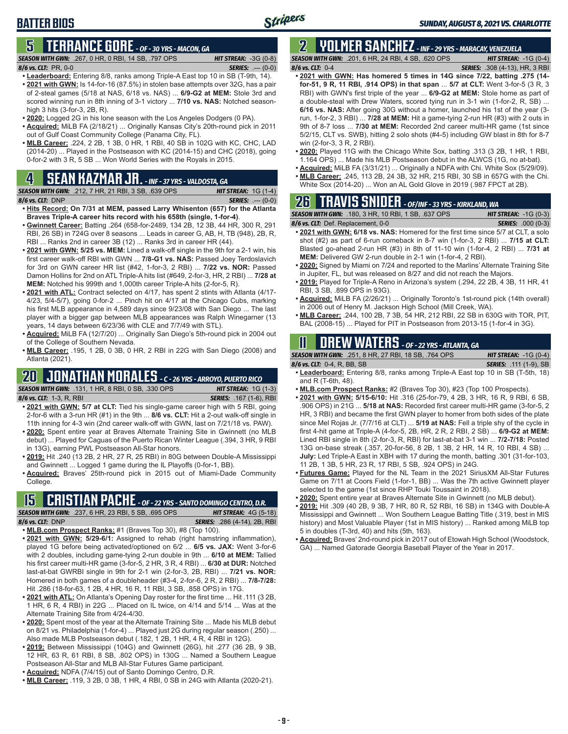# BATTER BIOS

## 5 TERRANCE GORE - OF - 30 YRS - MACON, GA

**SEASON WITH GWN:** .267, 0 HR, 0 RBI, 14 SB, .797 OPS **HIT STREAK:** -3G (0-8)
**8/6 vs. CLT:** PR, 0-0 **SERIES:** .--- (0-0)

- **Leaderboard:** Entering 8/8, ranks among Triple-A East top 10 in SB (T-9th, 14).
- **2021 with GWN:** Is 14-for-16 (87.5%) in stolen base attempts over 32G, has a pair of 2-steal games (5/18 at NAS, 6/18 vs. NAS) ... **6/9-G2 at MEM:** Stole 3rd and scored winning run in 8th inning of 3-1 victory ... **7/10 vs. NAS:** Notched season-high 3 hits (3-for-3, 2B, R).
- **2020:** Logged 2G in his lone season with the Los Angeles Dodgers (0 PA).
- **Acquired:** MiLB FA (2/18/21) ... Originally Kansas City's 20th-round pick in 2011 out of Gulf Coast Community College (Panama City, FL).
- **MLB Career:** .224, 2 2B, 1 3B, 0 HR, 1 RBI, 40 SB in 102G with KC, CHC, LAD (2014-20) ... Played in the Postseason with KC (2014-15) and CHC (2018), going 0-for-2 with 3 R, 5 SB ... Won World Series with the Royals in 2015.

## 4 SEAN KAZMAR JR. - INF - 37 YRS - VALDOSTA, GA

**SEASON WITH GWN:** .212, 7 HR, 21 RBI, 3 SB, .639 OPS **HIT STREAK:** 1G (1-4)
**8/6 vs. CLT:** DNP **SERIES:** .--- (0-0)

- **Hits Record: On 7/31 at MEM, passed Larry Whisenton (657) for the Atlanta Braves Triple-A career hits record with his 658th (single, 1-for-4)**.
- **Gwinnett Career:** Batting .264 (658-for-2489, 134 2B, 12 3B, 44 HR, 300 R, 291 RBI, 26 SB) in 724G over 8 seasons ... Leads in career G, AB, H, TB (948), 2B, R, RBI ... Ranks 2nd in career 3B (12) ... Ranks 3rd in career HR (44).
- **2021 with GWN: 5/25 vs. MEM:** Lined a walk-off single in the 9th for a 2-1 win, his first career walk-off RBI with GWN ... **7/8-G1 vs. NAS:** Passed Joey Terdoslavich for 3rd on GWN career HR list (#42, 1-for-3, 2 RBI) ... **7/22 vs. NOR:** Passed Damon Hollins for 2nd on ATL Triple-A hits list (#649, 2-for-3, HR, 2 RBI) ... **7/28 at MEM:** Notched his 999th and 1,000th career Triple-A hits (2-for-5, R).
- **2021 with ATL:** Contract selected on 4/17, has spent 2 stints with Atlanta (4/17-4/23, 5/4-5/7), going 0-for-2 ... Pinch hit on 4/17 at the Chicago Cubs, marking his first MLB appearance in 4,589 days since 9/23/08 with San Diego ... The last player with a bigger gap between MLB appearances was Ralph Winegarner (13 years, 14 days between 6/23/36 with CLE and 7/7/49 with STL).
- **Acquired:** MiLB FA (12/7/20) ... Originally San Diego's 5th-round pick in 2004 out of the College of Southern Nevada.
- **MLB Career:** .195, 1 2B, 0 3B, 0 HR, 2 RBI in 22G with San Diego (2008) and Atlanta (2021).

## 20 JONATHAN MORALES - C - 26 YRS - ARROYO, PUERTO RICO

**SEASON WITH GWN:** .131, 1 HR, 8 RBI, 0 SB, .330 OPS **HIT STREAK:** 1G (1-3)
**8/6 vs. CLT:** 1-3, R, RBI **SERIES:** .167 (1-6), RBI

- **2021 with GWN: 5/7 at CLT:** Tied his single-game career high with 5 RBI, going 2-for-6 with a 3-run HR (#1) in the 9th ... **8/6 vs. CLT:** Hit a 2-out walk-off single in 11th inning for 4-3 win (2nd career walk-off with GWN, last on 7/21/18 vs. PAW).
- **2020:** Spent entire year at Braves Alternate Training Site in Gwinnett (no MLB debut) ... Played for Caguas of the Puerto Rican Winter League (.394, 3 HR, 9 RBI in 13G), earning PWL Postseason All-Star honors.
- **2019:** Hit .240 (13 2B, 2 HR, 27 R, 25 RBI) in 80G between Double-A Mississippi and Gwinnett ... Logged 1 game during the IL Playoffs (0-for-1, BB).
- **Acquired:** Braves' 25th-round pick in 2015 out of Miami-Dade Community College.

## 15 CRISTIAN PACHE - OF - 22 YRS - SANTO DOMINGO CENTRO, D.R.

**SEASON WITH GWN:** .237, 6 HR, 23 RBI, 5 SB, .695 OPS **HIT STREAK:** 4G (5-18)
**8/6 vs. CLT:** DNP **SERIES:** .286 (4-14), 2B, RBI

- **MLB.com Prospect Ranks:** #1 (Braves Top 30), #8 (Top 100).
- **2021 with GWN: 5/29-6/1:** Assigned to rehab (right hamstring inflammation), played 1G before being activated/optioned on 6/2 ... **6/5 vs. JAX:** Went 3-for-6 with 2 doubles, including game-tying 2-run double in 9th ... **6/10 at MEM:** Tallied his first career multi-HR game (3-for-5, 2 HR, 3 R, 4 RBI) ... **6/30 at DUR:** Notched last-at-bat GWRBI single in 9th for 2-1 win (2-for-3, 2B, RBI) ... **7/21 vs. NOR:** Homered in both games of a doubleheader (#3-4, 2-for-6, 2 R, 2 RBI) ... **7/8-7/28:** Hit .286 (18-for-63, 1 2B, 4 HR, 16 R, 11 RBI, 3 SB, .858 OPS) in 17G.
- **2021 with ATL:** On Atlanta's Opening Day roster for the first time ... Hit .111 (3 2B, 1 HR, 6 R, 4 RBI) in 22G ... Placed on IL twice, on 4/14 and 5/14 ... Was at the Alternate Training Site from 4/24-4/30.
- **2020:** Spent most of the year at the Alternate Training Site ... Made his MLB debut on 8/21 vs. Philadelphia (1-for-4) ... Played just 2G during regular season (.250) ... Also made MLB Postseason debut (.182, 1 2B, 1 HR, 4 R, 4 RBI in 12G).
- **2019:** Between Mississippi (104G) and Gwinnett (26G), hit .277 (36 2B, 9 3B, 12 HR, 63 R, 61 RBI, 8 SB, .802 OPS) in 130G ... Named a Southern League Postseason All-Star and MLB All-Star Futures Game participant.
- **Acquired:** NDFA (7/4/15) out of Santo Domingo Centro, D.R.
- **MLB Career:** .119, 3 2B, 0 3B, 1 HR, 4 RBI, 0 SB in 24G with Atlanta (2020-21).

## 2 YOLMER SANCHEZ - INF - 29 YRS - MARACAY, VENEZUELA

**SEASON WITH GWN:** .201, 6 HR, 24 RBI, 4 SB, .620 OPS **HIT STREAK:** -1G (0-4)
**8/6 vs. CLT:** 0-4 **SERIES:** .308 (4-13), HR, 3 RBI

- **2021 with GWN: Has homered 5 times in 14G since 7/22, batting .275 (14-for-51, 9 R, 11 RBI, .914 OPS) in that span** ... **5/7 at CLT:** Went 3-for-5 (3 R, 3 RBI) with GWN's first triple of the year ... **6/9-G2 at MEM:** Stole home as part of a double-steal with Drew Waters, scored tying run in 3-1 win (1-for-2, R, SB) ... **6/16 vs. NAS:** After going 30G without a homer, launched his 1st of the year (3-run, 1-for-2, 3 RBI) ... **7/28 at MEM:** Hit a game-tying 2-run HR (#3) with 2 outs in 9th of 8-7 loss ... **7/30 at MEM:** Recorded 2nd career multi-HR game (1st since 5/2/15, CLT vs. SWB), hitting 2 solo shots (#4-5) including GW blast in 8th for 8-7 win (2-for-3, 3 R, 2 RBI).
- **2020:** Played 11G with the Chicago White Sox, batting .313 (3 2B, 1 HR, 1 RBI, 1.164 OPS) ... Made his MLB Postseason debut in the ALWCS (1G, no at-bat).
- **Acquired:** MiLB FA (3/31/21) ... Originally a NDFA with Chi. White Sox (5/29/09).
- **MLB Career:** .245, 113 2B, 24 3B, 32 HR, 215 RBI, 30 SB in 657G with the Chi. White Sox (2014-20) ... Won an AL Gold Glove in 2019 (.987 FPCT at 2B).

## 26 TRAVIS SNIDER - OF/INF - 33 YRS - KIRKLAND, WA

**SEASON WITH GWN:** .180, 3 HR, 10 RBI, 1 SB, .637 OPS **HIT STREAK:** -1G (0-3)
**8/6 vs. CLT:** Def. Replacement, 0-0 **SERIES:** .000 (0-3)

- **2021 with GWN: 6/18 vs. NAS:** Homered for the first time since 5/7 at CLT, a solo shot (#2) as part of 6-run comeback in 8-7 win (1-for-3, 2 RBI) ... **7/15 at CLT:** Blasted go-ahead 2-run HR (#3) in 8th of 11-10 win (1-for-4, 2 RBI) ... **7/31 at MEM:** Delivered GW 2-run double in 2-1 win (1-for-4, 2 RBI).
- **2020:** Signed by Miami on 7/24 and reported to the Marlins' Alternate Training Site in Jupiter, FL, but was released on 8/27 and did not reach the Majors.
- **2019:** Played for Triple-A Reno in Arizona's system (.294, 22 2B, 4 3B, 11 HR, 41 RBI, 3 SB, .899 OPS in 93G).
- **Acquired:** MiLB FA (2/26/21) ... Originally Toronto's 1st-round pick (14th overall) in 2006 out of Henry M. Jackson High School (Mill Creek, WA).
- **MLB Career:** .244, 100 2B, 7 3B, 54 HR, 212 RBI, 22 SB in 630G with TOR, PIT, BAL (2008-15) ... Played for PIT in Postseason from 2013-15 (1-for-4 in 3G).

## 11 DREW WATERS - OF - 22 YRS - ATLANTA, GA

**SEASON WITH GWN:** .251, 8 HR, 27 RBI, 18 SB, .764 OPS **HIT STREAK:** -1G (0-4)
**8/6 vs. CLT:** 0-4, R, BB, SB **SERIES:** .111 (1-9), SB

- **Leaderboard:** Entering 8/8, ranks among Triple-A East top 10 in SB (T-5th, 18) and R (T-6th, 48).
- **MLB.com Prospect Ranks:** #2 (Braves Top 30), #23 (Top 100 Prospects).
- **2021 with GWN: 5/15-6/10:** Hit .316 (25-for-79, 4 2B, 3 HR, 16 R, 9 RBI, 6 SB, .906 OPS) in 21G ... **5/18 at NAS:** Recorded first career multi-HR game (3-for-5, 2 HR, 3 RBI) and became the first GWN player to homer from both sides of the plate since Mel Rojas Jr. (7/7/16 at CLT) ... **5/19 at NAS:** Fell a triple shy of the cycle in first 4-hit game at Triple-A (4-for-5, 2B, HR, 2 R, 2 RBI, 2 SB) ... **6/9-G2 at MEM:** Lined RBI single in 8th (2-for-3, R, RBI) for last-at-bat 3-1 win ... **7/2-7/18:** Posted 13G on-base streak (.357, 20-for-56, 8 2B, 1 3B, 2 HR, 14 R, 10 RBI, 4 SB) ... **July:** Led Triple-A East in XBH with 17 during the month, batting .301 (31-for-103, 11 2B, 1 3B, 5 HR, 23 R, 17 RBI, 5 SB, .924 OPS) in 24G.
- **Futures Game:** Played for the NL Team in the 2021 SiriusXM All-Star Futures Game on 7/11 at Coors Field (1-for-1, BB) ... Was the 7th active Gwinnett player selected to the game (1st since RHP Touki Toussaint in 2018).
- **2020:** Spent entire year at Braves Alternate Site in Gwinnett (no MLB debut).
- **2019:** Hit .309 (40 2B, 9 3B, 7 HR, 80 R, 52 RBI, 16 SB) in 134G with Double-A Mississippi and Gwinnett ... Won Southern League Batting Title (.319, best in MIS history) and Most Valuable Player (1st in MIS history) ... Ranked among MiLB top 5 in doubles (T-3rd, 40) and hits (5th, 163).
- **Acquired:** Braves' 2nd-round pick in 2017 out of Etowah High School (Woodstock, GA) ... Named Gatorade Georgia Baseball Player of the Year in 2017.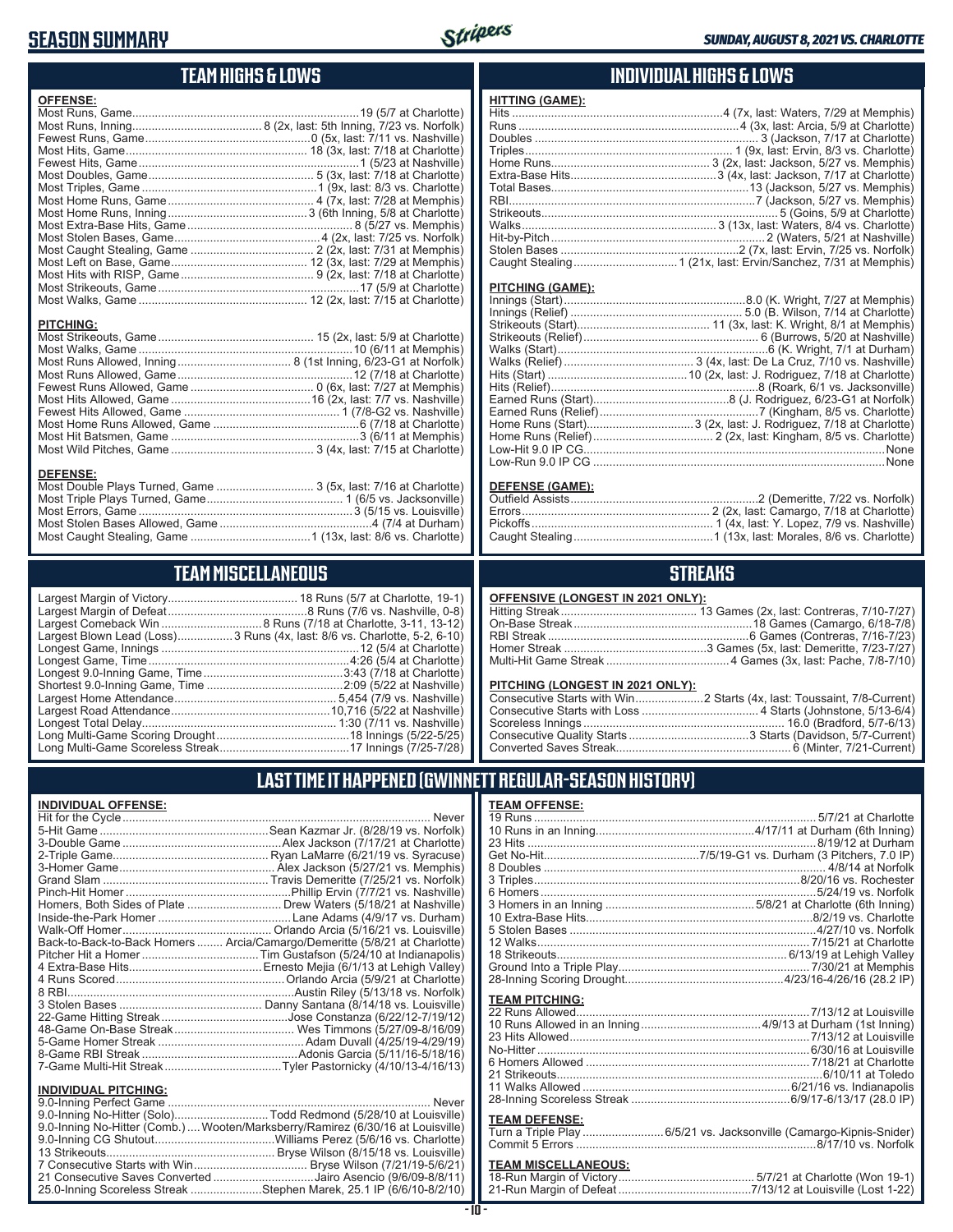# SEASON SUMMARY

SUNDAY, AUGUST 8, 2021 VS. CHARLOTTE

## TEAM HIGHS & LOWS

**OFFENSE:**

| | |
|---|---|
| Most Runs, Game | 19 (5/7 at Charlotte) |
| Most Runs, Inning | 8 (2x, last: 5th Inning, 7/23 vs. Norfolk) |
| Fewest Runs, Game | 0 (5x, last: 7/11 vs. Nashville) |
| Most Hits, Game | 18 (3x, last: 7/18 at Charlotte) |
| Fewest Hits, Game | 1 (5/23 at Nashville) |
| Most Doubles, Game | 5 (3x, last: 7/18 at Charlotte) |
| Most Triples, Game | 1 (9x, last: 8/3 vs. Charlotte) |
| Most Home Runs, Game | 4 (7x, last: 7/28 at Memphis) |
| Most Home Runs, Inning | 3 (6th Inning, 5/8 at Charlotte) |
| Most Extra-Base Hits, Game | 8 (5/27 vs. Memphis) |
| Most Stolen Bases, Game | 4 (2x, last: 7/25 vs. Norfolk) |
| Most Caught Stealing, Game | 2 (2x, last: 7/31 at Memphis) |
| Most Left on Base, Game | 12 (3x, last: 7/29 at Memphis) |
| Most Hits with RISP, Game | 9 (2x, last: 7/18 at Charlotte) |
| Most Strikeouts, Game | 17 (5/9 at Charlotte) |
| Most Walks, Game | 12 (2x, last: 7/15 at Charlotte) |

**PITCHING:**

| | |
|---|---|
| Most Strikeouts, Game | 15 (2x, last: 5/9 at Charlotte) |
| Most Walks, Game | 10 (6/11 at Memphis) |
| Most Runs Allowed, Inning | 8 (1st Inning, 6/23-G1 at Norfolk) |
| Most Runs Allowed, Game | 12 (7/18 at Charlotte) |
| Fewest Runs Allowed, Game | 0 (6x, last: 7/27 at Memphis) |
| Most Hits Allowed, Game | 16 (2x, last: 7/15 vs. Nashville) |
| Fewest Hits Allowed, Game | 1 (7/8-G2 vs. Nashville) |
| Most Home Runs Allowed, Game | 6 (7/18 at Charlotte) |
| Most Hit Batsmen, Game | 3 (6/11 at Memphis) |
| Most Wild Pitches, Game | 3 (4x, last: 7/15 at Charlotte) |

**DEFENSE:**

| | |
|---|---|
| Most Double Plays Turned, Game | 3 (5x, last: 7/16 at Charlotte) |
| Most Triple Plays Turned, Game | 1 (6/5 vs. Jacksonville) |
| Most Errors, Game | 3 (5/15 vs. Louisville) |
| Most Stolen Bases Allowed, Game | 4 (7/4 at Durham) |
| Most Caught Stealing, Game | 1 (13x, last: 8/6 vs. Charlotte) |

## INDIVIDUAL HIGHS & LOWS

**HITTING (GAME):**

| | |
|---|---|
| Hits | 4 (7x, last: Waters, 7/29 at Memphis) |
| Runs | 4 (3x, last: Arcia, 5/9 at Charlotte) |
| Doubles | 3 (Jackson, 7/17 at Charlotte) |
| Triples | 1 (9x, last: Ervin, 8/3 vs. Charlotte) |
| Home Runs | 3 (2x, last: Jackson, 5/27 vs. Memphis) |
| Extra-Base Hits | 3 (4x, last: Jackson, 7/17 at Charlotte) |
| Total Bases | 13 (Jackson, 5/27 vs. Memphis) |
| RBI | 7 (Jackson, 5/27 vs. Memphis) |
| Strikeouts | 5 (Goins, 5/9 at Charlotte) |
| Walks | 3 (13x, last: Waters, 8/4 vs. Charlotte) |
| Hit-by-Pitch | 2 (Waters, 5/21 at Nashville) |
| Stolen Bases | 2 (7x, last: Ervin, 7/25 vs. Norfolk) |
| Caught Stealing | 1 (21x, last: Ervin/Sanchez, 7/31 at Memphis) |

**PITCHING (GAME):**

| | |
|---|---|
| Innings (Start) | 8.0 (K. Wright, 7/27 at Memphis) |
| Innings (Relief) | 5.0 (B. Wilson, 7/14 at Charlotte) |
| Strikeouts (Start) | 11 (3x, last: K. Wright, 8/1 at Memphis) |
| Strikeouts (Relief) | 6 (Burrows, 5/20 at Nashville) |
| Walks (Start) | 6 (K. Wright, 7/1 at Durham) |
| Walks (Relief) | 3 (4x, last: De La Cruz, 7/10 vs. Nashville) |
| Hits (Start) | 10 (2x, last: J. Rodriguez, 7/18 at Charlotte) |
| Hits (Relief) | 8 (Roark, 6/1 vs. Jacksonville) |
| Earned Runs (Start) | 8 (J. Rodriguez, 6/23-G1 at Norfolk) |
| Earned Runs (Relief) | 7 (Kingham, 8/5 vs. Charlotte) |
| Home Runs (Start) | 3 (2x, last: J. Rodriguez, 7/18 at Charlotte) |
| Home Runs (Relief) | 2 (2x, last: Kingham, 8/5 vs. Charlotte) |
| Low-Hit 9.0 IP CG | None |
| Low-Run 9.0 IP CG | None |

**DEFENSE (GAME):**

| | |
|---|---|
| Outfield Assists | 2 (Demeritte, 7/22 vs. Norfolk) |
| Errors | 2 (2x, last: Camargo, 7/18 at Charlotte) |
| Pickoffs | 1 (4x, last: Y. Lopez, 7/9 vs. Nashville) |
| Caught Stealing | 1 (13x, last: Morales, 8/6 vs. Charlotte) |

## TEAM MISCELLANEOUS

| | |
|---|---|
| Largest Margin of Victory | 18 Runs (5/7 at Charlotte, 19-1) |
| Largest Margin of Defeat | 8 Runs (7/6 vs. Nashville, 0-8) |
| Largest Comeback Win | 8 Runs (7/18 at Charlotte, 3-11, 13-12) |
| Largest Blown Lead (Loss) | 3 Runs (4x, last: 8/6 vs. Charlotte, 5-2, 6-10) |
| Longest Game, Innings | 12 (5/4 at Charlotte) |
| Longest Game, Time | 4:26 (5/4 at Charlotte) |
| Longest 9.0-Inning Game, Time | 3:43 (7/18 at Charlotte) |
| Shortest 9.0-Inning Game, Time | 2:09 (5/22 at Nashville) |
| Largest Home Attendance | 5,454 (7/9 vs. Nashville) |
| Largest Road Attendance | 10,716 (5/22 at Nashville) |
| Longest Total Delay | 1:30 (7/11 vs. Nashville) |
| Long Multi-Game Scoring Drought | 18 Innings (5/22-5/25) |
| Long Multi-Game Scoreless Streak | 17 Innings (7/25-7/28) |

## STREAKS

**OFFENSIVE (LONGEST IN 2021 ONLY):**

| | |
|---|---|
| Hitting Streak | 13 Games (2x, last: Contreras, 7/10-7/27) |
| On-Base Streak | 18 Games (Camargo, 6/18-7/8) |
| RBI Streak | 6 Games (Contreras, 7/16-7/23) |
| Homer Streak | 3 Games (5x, last: Demeritte, 7/23-7/27) |
| Multi-Hit Game Streak | 4 Games (3x, last: Pache, 7/8-7/10) |

**PITCHING (LONGEST IN 2021 ONLY):**

| | |
|---|---|
| Consecutive Starts with Win | 2 Starts (4x, last: Toussaint, 7/8-Current) |
| Consecutive Starts with Loss | 4 Starts (Johnstone, 5/13-6/4) |
| Scoreless Innings | 16.0 (Bradford, 5/7-6/13) |
| Consecutive Quality Starts | 3 Starts (Davidson, 5/7-Current) |
| Converted Saves Streak | 6 (Minter, 7/21-Current) |

## LAST TIME IT HAPPENED (GWINNETT REGULAR-SEASON HISTORY)

**INDIVIDUAL OFFENSE:**

| | |
|---|---|
| Hit for the Cycle | Never |
| 5-Hit Game | Sean Kazmar Jr. (8/28/19 vs. Norfolk) |
| 3-Double Game | Alex Jackson (7/17/21 at Charlotte) |
| 2-Triple Game | Ryan LaMarre (6/21/19 vs. Syracuse) |
| 3-Homer Game | Alex Jackson (5/27/21 vs. Memphis) |
| Grand Slam | Travis Demeritte (7/25/21 vs. Norfolk) |
| Pinch-Hit Homer | Phillip Ervin (7/7/21 vs. Nashville) |
| Homers, Both Sides of Plate | Drew Waters (5/18/21 at Nashville) |
| Inside-the-Park Homer | Lane Adams (4/9/17 vs. Durham) |
| Walk-Off Homer | Orlando Arcia (5/16/21 vs. Louisville) |
| Back-to-Back-to-Back Homers | Arcia/Camargo/Demeritte (5/8/21 at Charlotte) |
| Pitcher Hit a Homer | Tim Gustafson (5/24/10 at Indianapolis) |
| 4 Extra-Base Hits | Ernesto Mejia (6/1/13 at Lehigh Valley) |
| 4 Runs Scored | Orlando Arcia (5/9/21 at Charlotte) |
| 8 RBI | Austin Riley (5/13/18 vs. Norfolk) |
| 3 Stolen Bases | Danny Santana (8/14/18 vs. Louisville) |
| 22-Game Hitting Streak | Jose Constanza (6/22/12-7/19/12) |
| 48-Game On-Base Streak | Wes Timmons (5/27/09-8/16/09) |
| 5-Game Homer Streak | Adam Duvall (4/25/19-4/29/19) |
| 8-Game RBI Streak | Adonis Garcia (5/11/16-5/18/16) |
| 7-Game Multi-Hit Streak | Tyler Pastornicky (4/10/13-4/16/13) |

**INDIVIDUAL PITCHING:**

| | |
|---|---|
| 9.0-Inning Perfect Game | Never |
| 9.0-Inning No-Hitter (Solo) | Todd Redmond (5/28/10 at Louisville) |
| 9.0-Inning No-Hitter (Comb.) | Wooten/Marksberry/Ramirez (6/30/16 at Louisville) |
| 9.0-Inning CG Shutout | Williams Perez (5/6/16 vs. Charlotte) |
| 13 Strikeouts | Bryse Wilson (8/15/18 vs. Louisville) |
| 7 Consecutive Starts with Win | Bryse Wilson (7/21/19-5/6/21) |
| 21 Consecutive Saves Converted | Jairo Asencio (9/6/09-8/8/11) |
| 25.0-Inning Scoreless Streak | Stephen Marek, 25.1 IP (6/6/10-8/2/10) |

**TEAM OFFENSE:**

| | |
|---|---|
| 19 Runs | 5/7/21 at Charlotte |
| 10 Runs in an Inning | 4/17/11 at Durham (6th Inning) |
| 23 Hits | 8/19/12 at Durham |
| Get No-Hit | 7/5/19-G1 vs. Durham (3 Pitchers, 7.0 IP) |
| 8 Doubles | 4/8/14 at Norfolk |
| 3 Triples | 8/20/16 vs. Rochester |
| 6 Homers | 5/24/19 vs. Norfolk |
| 3 Homers in an Inning | 5/8/21 at Charlotte (6th Inning) |
| 10 Extra-Base Hits | 8/2/19 vs. Charlotte |
| 5 Stolen Bases | 4/27/10 vs. Norfolk |
| 12 Walks | 7/15/21 at Charlotte |
| 18 Strikeouts | 6/13/19 at Lehigh Valley |
| Ground Into a Triple Play | 7/30/21 at Memphis |
| 28-Inning Scoring Drought | 4/23/16-4/26/16 (28.2 IP) |

**TEAM PITCHING:**

| | |
|---|---|
| 22 Runs Allowed | 7/13/12 at Louisville |
| 10 Runs Allowed in an Inning | 4/9/13 at Durham (1st Inning) |
| 23 Hits Allowed | 7/13/12 at Louisville |
| No-Hitter | 6/30/16 at Louisville |
| 6 Homers Allowed | 7/18/21 at Charlotte |
| 21 Strikeouts | 6/10/11 at Toledo |
| 11 Walks Allowed | 6/21/16 vs. Indianapolis |
| 28-Inning Scoreless Streak | 6/9/17-6/13/17 (28.0 IP) |

**TEAM DEFENSE:**

| | |
|---|---|
| Turn a Triple Play | 6/5/21 vs. Jacksonville (Camargo-Kipnis-Snider) |
| Commit 5 Errors | 8/17/10 vs. Norfolk |

**TEAM MISCELLANEOUS:**

| | |
|---|---|
| 18-Run Margin of Victory | 5/7/21 at Charlotte (Won 19-1) |
| 21-Run Margin of Defeat | 7/13/12 at Louisville (Lost 1-22) |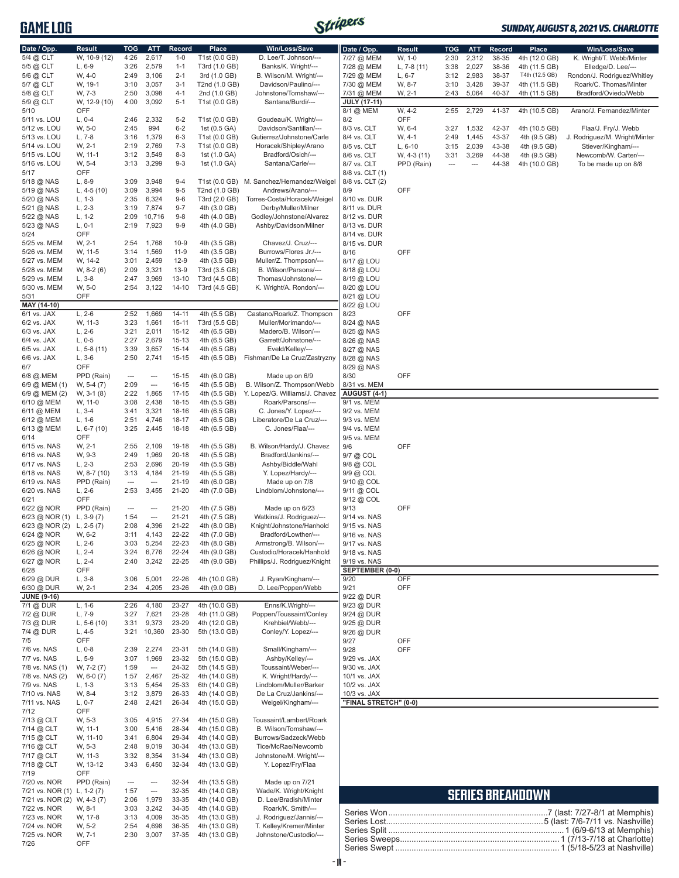# GAME LOG

*SUNDAY, AUGUST 8, 2021 VS. CHARLOTTE*

| Date / Opp. | Result | TOG | ATT | Record | Place | Win/Loss/Save |
|---|---|---|---|---|---|---|
| 5/4 @ CLT | W, 10-9 (12) | 4:26 | 2,617 | 1-0 | T1st (0.0 GB) | D. Lee/T. Johnson/--- |
| 5/5 @ CLT | L, 6-9 | 3:26 | 2,579 | 1-1 | T3rd (1.0 GB) | Banks/K. Wright/--- |
| 5/6 @ CLT | W, 4-0 | 2:49 | 3,106 | 2-1 | 3rd (1.0 GB) | B. Wilson/M. Wright/--- |
| 5/7 @ CLT | W, 19-1 | 3:10 | 3,057 | 3-1 | T2nd (1.0 GB) | Davidson/Paulino/--- |
| 5/8 @ CLT | W, 7-3 | 2:50 | 3,098 | 4-1 | 2nd (1.0 GB) | Johnstone/Tomshaw/--- |
| 5/9 @ CLT | W, 12-9 (10) | 4:00 | 3,092 | 5-1 | T1st (0.0 GB) | Santana/Burdi/--- |
| 5/10 | OFF | | | | | |
| 5/11 vs. LOU | L, 0-4 | 2:46 | 2,332 | 5-2 | T1st (0.0 GB) | Goudeau/K. Wright/--- |
| 5/12 vs. LOU | W, 5-0 | 2:45 | 994 | 6-2 | 1st (0.5 GA) | Davidson/Santillan/--- |
| 5/13 vs. LOU | L, 7-8 | 3:16 | 1,379 | 6-3 | T1st (0.0 GB) | Gutierrez/Johnstone/Carle |
| 5/14 vs. LOU | W, 2-1 | 2:19 | 2,769 | 7-3 | T1st (0.0 GB) | Horacek/Shipley/Arano |
| 5/15 vs. LOU | W, 11-1 | 3:12 | 3,549 | 8-3 | 1st (1.0 GA) | Bradford/Osich/--- |
| 5/16 vs. LOU | W, 5-4 | 3:13 | 3,299 | 9-3 | 1st (1.0 GA) | Santana/Carle/--- |
| 5/17 | OFF | | | | | |
| 5/18 @ NAS | L, 8-9 | 3:09 | 3,948 | 9-4 | T1st (0.0 GB) | M. Sanchez/Hernandez/Weigel |
| 5/19 @ NAS | L, 4-5 (10) | 3:09 | 3,994 | 9-5 | T2nd (1.0 GB) | Andrews/Arano/--- |
| 5/20 @ NAS | L, 1-3 | 2:35 | 6,324 | 9-6 | T3rd (2.0 GB) | Torres-Costa/Horacek/Weigel |
| 5/21 @ NAS | L, 2-3 | 3:19 | 7,874 | 9-7 | 4th (3.0 GB) | Derby/Muller/Milner |
| 5/22 @ NAS | L, 1-2 | 2:09 | 10,716 | 9-8 | 4th (4.0 GB) | Godley/Johnstone/Alvarez |
| 5/23 @ NAS | L, 0-1 | 2:19 | 7,923 | 9-9 | 4th (4.0 GB) | Ashby/Davidson/Milner |
| 5/24 | OFF | | | | | |
| 5/25 vs. MEM | W, 2-1 | 2:54 | 1,768 | 10-9 | 4th (3.5 GB) | Chavez/J. Cruz/--- |
| 5/26 vs. MEM | W, 11-5 | 3:14 | 1,569 | 11-9 | 4th (3.5 GB) | Burrows/Flores Jr./--- |
| 5/27 vs. MEM | W, 14-2 | 3:01 | 2,459 | 12-9 | 4th (3.5 GB) | Muller/Z. Thompson/--- |
| 5/28 vs. MEM | W, 8-2 (6) | 2:09 | 3,321 | 13-9 | T3rd (3.5 GB) | B. Wilson/Parsons/--- |
| 5/29 vs. MEM | L, 3-8 | 2:47 | 3,969 | 13-10 | T3rd (4.5 GB) | Thomas/Johnstone/--- |
| 5/30 vs. MEM | W, 5-0 | 2:54 | 3,122 | 14-10 | T3rd (4.5 GB) | K. Wright/A. Rondon/--- |
| 5/31 | OFF | | | | | |
| **MAY (14-10)** | | | | | | |
| 6/1 vs. JAX | L, 2-6 | 2:52 | 1,669 | 14-11 | 4th (5.5 GB) | Castano/Roark/Z. Thompson |
| 6/2 vs. JAX | W, 11-3 | 3:23 | 1,661 | 15-11 | T3rd (5.5 GB) | Muller/Morimando/--- |
| 6/3 vs. JAX | L, 2-6 | 3:21 | 2,011 | 15-12 | 4th (6.5 GB) | Madero/B. Wilson/--- |
| 6/4 vs. JAX | L, 0-5 | 2:27 | 2,679 | 15-13 | 4th (6.5 GB) | Garrett/Johnstone/--- |
| 6/5 vs. JAX | L, 5-8 (11) | 3:39 | 3,657 | 15-14 | 4th (6.5 GB) | Eveld/Kelley/--- |
| 6/6 vs. JAX | L, 3-6 | 2:50 | 2,741 | 15-15 | 4th (6.5 GB) | Fishman/De La Cruz/Zastryzny |
| 6/7 | OFF | | | | | |
| 6/8 @ MEM | PPD (Rain) | --- | --- | 15-15 | 4th (6.0 GB) | Made up on 6/9 |
| 6/9 @ MEM (1) | W, 5-4 (7) | 2:09 | --- | 16-15 | 4th (5.5 GB) | B. Wilson/Z. Thompson/Webb |
| 6/9 @ MEM (2) | W, 3-1 (8) | 2:22 | 1,865 | 17-15 | 4th (5.5 GB) | Y. Lopez/G. Williams/J. Chavez |
| 6/10 @ MEM | W, 11-0 | 3:08 | 2,438 | 18-15 | 4th (5.5 GB) | Roark/Parsons/--- |
| 6/11 @ MEM | L, 3-4 | 3:41 | 3,321 | 18-16 | 4th (6.5 GB) | C. Jones/Y. Lopez/--- |
| 6/12 @ MEM | L, 1-6 | 2:51 | 4,746 | 18-17 | 4th (6.5 GB) | Liberatore/De La Cruz/--- |
| 6/13 @ MEM | L, 6-7 (10) | 3:25 | 2,445 | 18-18 | 4th (6.5 GB) | C. Jones/Flaa/--- |
| 6/14 | OFF | | | | | |
| 6/15 vs. NAS | W, 2-1 | 2:55 | 2,109 | 19-18 | 4th (5.5 GB) | B. Wilson/Hardy/J. Chavez |
| 6/16 vs. NAS | W, 9-3 | 2:49 | 1,969 | 20-18 | 4th (5.5 GB) | Bradford/Jankins/--- |
| 6/17 vs. NAS | L, 2-3 | 2:53 | 2,696 | 20-19 | 4th (5.5 GB) | Ashby/Biddle/Wahl |
| 6/18 vs. NAS | W, 8-7 (10) | 3:13 | 4,184 | 21-19 | 4th (5.5 GB) | Y. Lopez/Hardy/--- |
| 6/19 vs. NAS | PPD (Rain) | --- | --- | 21-19 | 4th (6.0 GB) | Made up on 7/8 |
| 6/20 vs. NAS | L, 2-6 | 2:53 | 3,455 | 21-20 | 4th (7.0 GB) | Lindblom/Johnstone/--- |
| 6/21 | OFF | | | | | |
| 6/22 @ NOR | PPD (Rain) | --- | --- | 21-20 | 4th (7.5 GB) | Made up on 6/23 |
| 6/23 @ NOR (1) | L, 3-9 (7) | 1:54 | --- | 21-21 | 4th (7.5 GB) | Watkins/J. Rodriguez/--- |
| 6/23 @ NOR (2) | L, 2-5 (7) | 2:08 | 4,396 | 21-22 | 4th (8.0 GB) | Knight/Johnstone/Hanhold |
| 6/24 @ NOR | W, 6-2 | 3:11 | 4,143 | 22-22 | 4th (7.0 GB) | Bradford/Lowther/--- |
| 6/25 @ NOR | L, 2-6 | 3:03 | 5,254 | 22-23 | 4th (8.0 GB) | Armstrong/B. Wilson/--- |
| 6/26 @ NOR | L, 2-4 | 3:24 | 6,776 | 22-24 | 4th (9.0 GB) | Custodio/Horacek/Hanhold |
| 6/27 @ NOR | L, 2-4 | 2:40 | 3,242 | 22-25 | 4th (9.0 GB) | Phillips/J. Rodriguez/Knight |
| 6/28 | OFF | | | | | |
| 6/29 @ DUR | L, 3-8 | 3:06 | 5,001 | 22-26 | 4th (10.0 GB) | J. Ryan/Kingham/--- |
| 6/30 @ DUR | W, 2-1 | 2:34 | 4,205 | 23-26 | 4th (9.0 GB) | D. Lee/Poppen/Webb |
| **JUNE (9-16)** | | | | | | |
| 7/1 @ DUR | L, 1-6 | 2:26 | 4,180 | 23-27 | 4th (10.0 GB) | Enns/K.Wright/--- |
| 7/2 @ DUR | L, 7-9 | 3:27 | 7,621 | 23-28 | 4th (11.0 GB) | Poppen/Toussaint/Conley |
| 7/3 @ DUR | L, 5-6 (10) | 3:31 | 9,373 | 23-29 | 4th (12.0 GB) | Krehbiel/Webb/--- |
| 7/4 @ DUR | L, 4-5 | 3:21 | 10,360 | 23-30 | 5th (13.0 GB) | Conley/Y. Lopez/--- |
| 7/5 | OFF | | | | | |
| 7/6 vs. NAS | L, 0-8 | 2:39 | 2,274 | 23-31 | 5th (14.0 GB) | Small/Kingham/--- |
| 7/7 vs. NAS | L, 5-9 | 3:07 | 1,969 | 23-32 | 5th (15.0 GB) | Ashby/Kelley/--- |
| 7/8 vs. NAS (1) | W, 7-2 (7) | 1:59 | --- | 24-32 | 5th (14.5 GB) | Toussaint/Weber/--- |
| 7/8 vs. NAS (2) | W, 6-0 (7) | 1:57 | 2,467 | 25-32 | 4th (14.0 GB) | K. Wright/Hardy/--- |
| 7/9 vs. NAS | L, 1-3 | 3:13 | 5,454 | 25-33 | 6th (14.0 GB) | Lindblom/Muller/Barker |
| 7/10 vs. NAS | W, 8-4 | 3:12 | 3,879 | 26-33 | 4th (14.0 GB) | De La Cruz/Jankins/--- |
| 7/11 vs. NAS | L, 0-7 | 2:48 | 2,421 | 26-34 | 4th (15.0 GB) | Weigel/Kingham/--- |
| 7/12 | OFF | | | | | |
| 7/13 @ CLT | W, 5-3 | 3:05 | 4,915 | 27-34 | 4th (15.0 GB) | Toussaint/Lambert/Roark |
| 7/14 @ CLT | W, 11-1 | 3:00 | 5,416 | 28-34 | 4th (15.0 GB) | B. Wilson/Tomshaw/--- |
| 7/15 @ CLT | W, 11-10 | 3:41 | 6,804 | 29-34 | 4th (14.0 GB) | Burrows/Sadzeck/Webb |
| 7/16 @ CLT | W, 5-3 | 2:48 | 9,019 | 30-34 | 4th (13.0 GB) | Tice/McRae/Newcomb |
| 7/17 @ CLT | W, 11-3 | 3:32 | 8,354 | 31-34 | 4th (13.0 GB) | Johnstone/M. Wright/--- |
| 7/18 @ CLT | W, 13-12 | 3:43 | 6,450 | 32-34 | 4th (13.0 GB) | Y. Lopez/Fry/Flaa |
| 7/19 | OFF | | | | | |
| 7/20 vs. NOR | PPD (Rain) | --- | --- | 32-34 | 4th (13.5 GB) | Made up on 7/21 |
| 7/21 vs. NOR (1) | L, 1-2 (7) | 1:57 | --- | 32-35 | 4th (14.0 GB) | Wade/K. Wright/Knight |
| 7/21 vs. NOR (2) | W, 4-3 (7) | 2:06 | 1,979 | 33-35 | 4th (14.0 GB) | D. Lee/Bradish/Minter |
| 7/22 vs. NOR | W, 8-1 | 3:03 | 3,242 | 34-35 | 4th (14.0 GB) | Roark/K. Smith/--- |
| 7/23 vs. NOR | W, 17-8 | 3:13 | 4,009 | 35-35 | 4th (13.0 GB) | J. Rodriguez/Jannis/--- |
| 7/24 vs. NOR | W, 5-2 | 2:54 | 4,698 | 36-35 | 4th (13.0 GB) | T. Kelley/Kremer/Minter |
| 7/25 vs. NOR | W, 7-1 | 2:30 | 3,007 | 37-35 | 4th (13.0 GB) | Johnstone/Custodio/--- |
| 7/26 | OFF | | | | | |
| 7/27 @ MEM | W, 1-0 | 2:30 | 2,312 | 38-35 | 4th (12.0 GB) | K. Wright/T. Webb/Minter |
| 7/28 @ MEM | L, 7-8 (11) | 3:38 | 2,027 | 38-36 | 4th (11.5 GB) | Elledge/D. Lee/--- |
| 7/29 @ MEM | L, 6-7 | 3:12 | 2,983 | 38-37 | T4th (12.5 GB) | Rondon/J. Rodriguez/Whitley |
| 7/30 @ MEM | W, 8-7 | 3:10 | 3,428 | 39-37 | 4th (11.5 GB) | Roark/C. Thomas/Minter |
| 7/31 @ MEM | W, 2-1 | 2:43 | 5,064 | 40-37 | 4th (11.5 GB) | Bradford/Oviedo/Webb |
| **JULY (17-11)** | | | | | | |
| 8/1 @ MEM | W, 4-2 | 2:55 | 2,729 | 41-37 | 4th (10.5 GB) | Arano/J. Fernandez/Minter |
| 8/2 | OFF | | | | | |
| 8/3 vs. CLT | W, 6-4 | 3:27 | 1,532 | 42-37 | 4th (10.5 GB) | Flaa/J. Fry/J. Webb |
| 8/4 vs. CLT | W, 4-1 | 2:49 | 1,445 | 43-37 | 4th (9.5 GB) | J. Rodriguez/M. Wright/Minter |
| 8/5 vs. CLT | L, 6-10 | 3:15 | 2,039 | 43-38 | 4th (9.5 GB) | Stiever/Kingham/--- |
| 8/6 vs. CLT | W, 4-3 (11) | 3:31 | 3,269 | 44-38 | 4th (9.5 GB) | Newcomb/W. Carter/--- |
| 8/7 vs. CLT | PPD (Rain) | --- | --- | 44-38 | 4th (10.0 GB) | To be made up on 8/8 |
| 8/8 vs. CLT (1) | | | | | | |
| 8/8 vs. CLT (2) | | | | | | |
| 8/9 | OFF | | | | | |
| 8/10 vs. DUR | | | | | | |
| 8/11 vs. DUR | | | | | | |
| 8/12 vs. DUR | | | | | | |
| 8/13 vs. DUR | | | | | | |
| 8/14 vs. DUR | | | | | | |
| 8/15 vs. DUR | | | | | | |
| 8/16 | OFF | | | | | |
| 8/17 @ LOU | | | | | | |
| 8/18 @ LOU | | | | | | |
| 8/19 @ LOU | | | | | | |
| 8/20 @ LOU | | | | | | |
| 8/21 @ LOU | | | | | | |
| 8/22 @ LOU | | | | | | |
| 8/23 | OFF | | | | | |
| 8/24 @ NAS | | | | | | |
| 8/25 @ NAS | | | | | | |
| 8/26 @ NAS | | | | | | |
| 8/27 @ NAS | | | | | | |
| 8/28 @ NAS | | | | | | |
| 8/29 @ NAS | | | | | | |
| 8/30 | OFF | | | | | |
| 8/31 vs. MEM | | | | | | |
| **AUGUST (4-1)** | | | | | | |
| 9/1 vs. MEM | | | | | | |
| 9/2 vs. MEM | | | | | | |
| 9/3 vs. MEM | | | | | | |
| 9/4 vs. MEM | | | | | | |
| 9/5 vs. MEM | | | | | | |
| 9/6 | OFF | | | | | |
| 9/7 @ COL | | | | | | |
| 9/8 @ COL | | | | | | |
| 9/9 @ COL | | | | | | |
| 9/10 @ COL | | | | | | |
| 9/11 @ COL | | | | | | |
| 9/12 @ COL | | | | | | |
| 9/13 | OFF | | | | | |
| 9/14 vs. NAS | | | | | | |
| 9/15 vs. NAS | | | | | | |
| 9/16 vs. NAS | | | | | | |
| 9/17 vs. NAS | | | | | | |
| 9/18 vs. NAS | | | | | | |
| 9/19 vs. NAS | | | | | | |
| **SEPTEMBER (0-0)** | | | | | | |
| 9/20 | OFF | | | | | |
| 9/21 | OFF | | | | | |
| 9/22 @ DUR | | | | | | |
| 9/23 @ DUR | | | | | | |
| 9/24 @ DUR | | | | | | |
| 9/25 @ DUR | | | | | | |
| 9/26 @ DUR | | | | | | |
| 9/27 | OFF | | | | | |
| 9/28 | OFF | | | | | |
| 9/29 vs. JAX | | | | | | |
| 9/30 vs. JAX | | | | | | |
| 10/1 vs. JAX | | | | | | |
| 10/2 vs. JAX | | | | | | |
| 10/3 vs. JAX | | | | | | |
| **"FINAL STRETCH" (0-0)** | | | | | | |

## SERIES BREAKDOWN

Series Won .................................................. 7 (last: 7/27-8/1 at Memphis)
Series Lost ................................................. 5 (last: 7/6-7/11 vs. Nashville)
Series Split .................................................. 1 (6/9-6/13 at Memphis)
Series Sweeps ............................................... 1 (7/13-7/18 at Charlotte)
Series Swept ................................................. 1 (5/18-5/23 at Nashville)